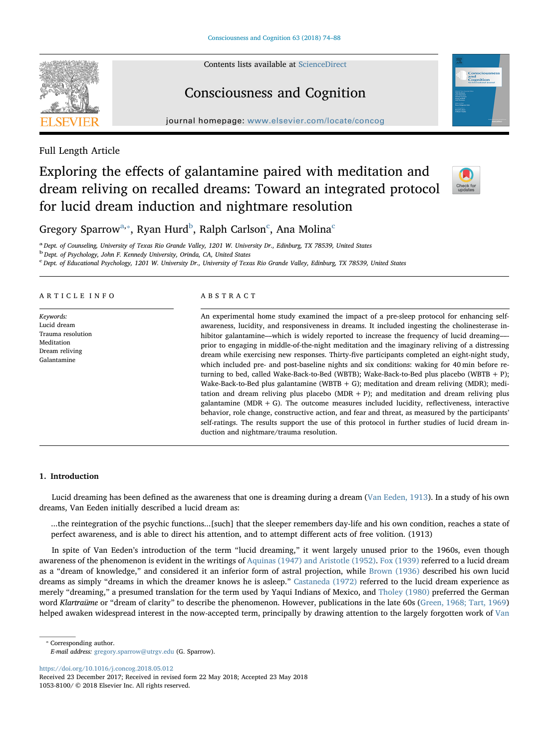Full Length Article

# Exploring the effects of galantamine paired with meditation and dream reliving on recalled dreams: Toward an integrated protocol for lucid dream induction and nightmare resolution

Gregory Sparrow[a,*], Ryan Hurd[b], Ralph Carlson[c], Ana Molina[c]

[a] Dept. of Counseling, University of Texas Rio Grande Valley, 1201 W. University Dr., Edinburg, TX 78539, United States
[b] Dept. of Psychology, John F. Kennedy University, Orinda, CA, United States
[c] Dept. of Educational Psychology, 1201 W. University Dr., University of Texas Rio Grande Valley, Edinburg, TX 78539, United States

## ARTICLE INFO

*Keywords:*
Lucid dream
Trauma resolution
Meditation
Dream reliving
Galantamine

## ABSTRACT

An experimental home study examined the impact of a pre-sleep protocol for enhancing self-awareness, lucidity, and responsiveness in dreams. It included ingesting the cholinesterase inhibitor galantamine—which is widely reported to increase the frequency of lucid dreaming—prior to engaging in middle-of-the-night meditation and the imaginary reliving of a distressing dream while exercising new responses. Thirty-five participants completed an eight-night study, which included pre- and post-baseline nights and six conditions: waking for 40 min before returning to bed, called Wake-Back-to-Bed (WBTB); Wake-Back-to-Bed plus placebo (WBTB + P); Wake-Back-to-Bed plus galantamine (WBTB + G); meditation and dream reliving (MDR); meditation and dream reliving plus placebo (MDR + P); and meditation and dream reliving plus galantamine (MDR + G). The outcome measures included lucidity, reflectiveness, interactive behavior, role change, constructive action, and fear and threat, as measured by the participants' self-ratings. The results support the use of this protocol in further studies of lucid dream induction and nightmare/trauma resolution.

## 1. Introduction

Lucid dreaming has been defined as the awareness that one is dreaming during a dream (Van Eeden, 1913). In a study of his own dreams, Van Eeden initially described a lucid dream as:

> ...the reintegration of the psychic functions...[such] that the sleeper remembers day-life and his own condition, reaches a state of perfect awareness, and is able to direct his attention, and to attempt different acts of free volition. (1913)

In spite of Van Eeden's introduction of the term "lucid dreaming," it went largely unused prior to the 1960s, even though awareness of the phenomenon is evident in the writings of Aquinas (1947) and Aristotle (1952). Fox (1939) referred to a lucid dream as a "dream of knowledge," and considered it an inferior form of astral projection, while Brown (1936) described his own lucid dreams as simply "dreams in which the dreamer knows he is asleep." Castaneda (1972) referred to the lucid dream experience as merely "dreaming," a presumed translation for the term used by Yaqui Indians of Mexico, and Tholey (1980) preferred the German word *Klartraüme* or "dream of clarity" to describe the phenomenon. However, publications in the late 60s (Green, 1968; Tart, 1969) helped awaken widespread interest in the now-accepted term, principally by drawing attention to the largely forgotten work of Van

* Corresponding author.
*E-mail address:* gregory.sparrow@utrgv.edu (G. Sparrow).

https://doi.org/10.1016/j.concog.2018.05.012
Received 23 December 2017; Received in revised form 22 May 2018; Accepted 23 May 2018
1053-8100/ © 2018 Elsevier Inc. All rights reserved.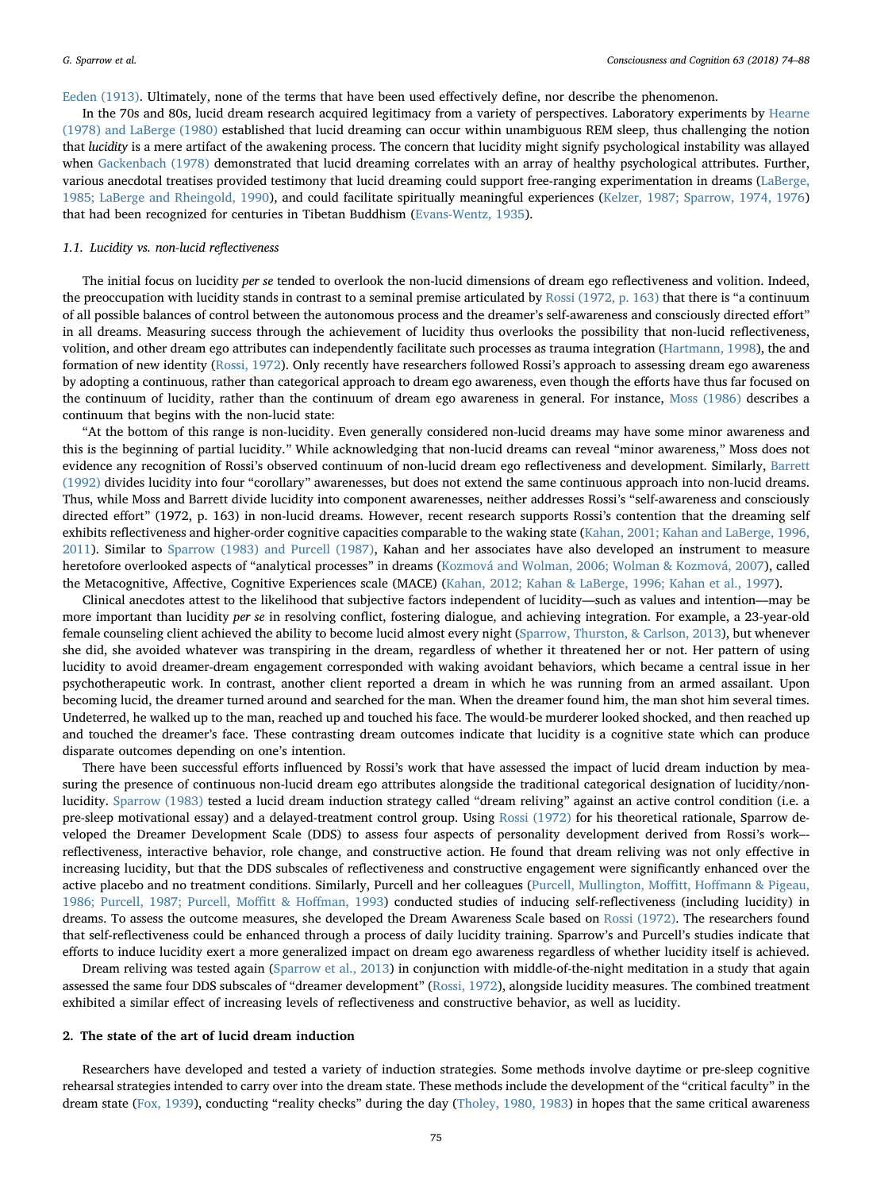Eeden (1913). Ultimately, none of the terms that have been used effectively define, nor describe the phenomenon.

In the 70s and 80s, lucid dream research acquired legitimacy from a variety of perspectives. Laboratory experiments by Hearne (1978) and LaBerge (1980) established that lucid dreaming can occur within unambiguous REM sleep, thus challenging the notion that *lucidity* is a mere artifact of the awakening process. The concern that lucidity might signify psychological instability was allayed when Gackenbach (1978) demonstrated that lucid dreaming correlates with an array of healthy psychological attributes. Further, various anecdotal treatises provided testimony that lucid dreaming could support free-ranging experimentation in dreams (LaBerge, 1985; LaBerge and Rheingold, 1990), and could facilitate spiritually meaningful experiences (Kelzer, 1987; Sparrow, 1974, 1976) that had been recognized for centuries in Tibetan Buddhism (Evans-Wentz, 1935).

### 1.1. Lucidity vs. non-lucid reflectiveness

The initial focus on lucidity *per se* tended to overlook the non-lucid dimensions of dream ego reflectiveness and volition. Indeed, the preoccupation with lucidity stands in contrast to a seminal premise articulated by Rossi (1972, p. 163) that there is "a continuum of all possible balances of control between the autonomous process and the dreamer's self-awareness and consciously directed effort" in all dreams. Measuring success through the achievement of lucidity thus overlooks the possibility that non-lucid reflectiveness, volition, and other dream ego attributes can independently facilitate such processes as trauma integration (Hartmann, 1998), the and formation of new identity (Rossi, 1972). Only recently have researchers followed Rossi's approach to assessing dream ego awareness by adopting a continuous, rather than categorical approach to dream ego awareness, even though the efforts have thus far focused on the continuum of lucidity, rather than the continuum of dream ego awareness in general. For instance, Moss (1986) describes a continuum that begins with the non-lucid state:

"At the bottom of this range is non-lucidity. Even generally considered non-lucid dreams may have some minor awareness and this is the beginning of partial lucidity." While acknowledging that non-lucid dreams can reveal "minor awareness," Moss does not evidence any recognition of Rossi's observed continuum of non-lucid dream ego reflectiveness and development. Similarly, Barrett (1992) divides lucidity into four "corollary" awarenesses, but does not extend the same continuous approach into non-lucid dreams. Thus, while Moss and Barrett divide lucidity into component awarenesses, neither addresses Rossi's "self-awareness and consciously directed effort" (1972, p. 163) in non-lucid dreams. However, recent research supports Rossi's contention that the dreaming self exhibits reflectiveness and higher-order cognitive capacities comparable to the waking state (Kahan, 2001; Kahan and LaBerge, 1996, 2011). Similar to Sparrow (1983) and Purcell (1987), Kahan and her associates have also developed an instrument to measure heretofore overlooked aspects of "analytical processes" in dreams (Kozmová and Wolman, 2006; Wolman & Kozmová, 2007), called the Metacognitive, Affective, Cognitive Experiences scale (MACE) (Kahan, 2012; Kahan & LaBerge, 1996; Kahan et al., 1997).

Clinical anecdotes attest to the likelihood that subjective factors independent of lucidity—such as values and intention—may be more important than lucidity *per se* in resolving conflict, fostering dialogue, and achieving integration. For example, a 23-year-old female counseling client achieved the ability to become lucid almost every night (Sparrow, Thurston, & Carlson, 2013), but whenever she did, she avoided whatever was transpiring in the dream, regardless of whether it threatened her or not. Her pattern of using lucidity to avoid dreamer-dream engagement corresponded with waking avoidant behaviors, which became a central issue in her psychotherapeutic work. In contrast, another client reported a dream in which he was running from an armed assailant. Upon becoming lucid, the dreamer turned around and searched for the man. When the dreamer found him, the man shot him several times. Undeterred, he walked up to the man, reached up and touched his face. The would-be murderer looked shocked, and then reached up and touched the dreamer's face. These contrasting dream outcomes indicate that lucidity is a cognitive state which can produce disparate outcomes depending on one's intention.

There have been successful efforts influenced by Rossi's work that have assessed the impact of lucid dream induction by measuring the presence of continuous non-lucid dream ego attributes alongside the traditional categorical designation of lucidity/non-lucidity. Sparrow (1983) tested a lucid dream induction strategy called "dream reliving" against an active control condition (i.e. a pre-sleep motivational essay) and a delayed-treatment control group. Using Rossi (1972) for his theoretical rationale, Sparrow developed the Dreamer Development Scale (DDS) to assess four aspects of personality development derived from Rossi's work-- reflectiveness, interactive behavior, role change, and constructive action. He found that dream reliving was not only effective in increasing lucidity, but that the DDS subscales of reflectiveness and constructive engagement were significantly enhanced over the active placebo and no treatment conditions. Similarly, Purcell and her colleagues (Purcell, Mullington, Moffitt, Hoffmann & Pigeau, 1986; Purcell, 1987; Purcell, Moffitt & Hoffman, 1993) conducted studies of inducing self-reflectiveness (including lucidity) in dreams. To assess the outcome measures, she developed the Dream Awareness Scale based on Rossi (1972). The researchers found that self-reflectiveness could be enhanced through a process of daily lucidity training. Sparrow's and Purcell's studies indicate that efforts to induce lucidity exert a more generalized impact on dream ego awareness regardless of whether lucidity itself is achieved.

Dream reliving was tested again (Sparrow et al., 2013) in conjunction with middle-of-the-night meditation in a study that again assessed the same four DDS subscales of "dreamer development" (Rossi, 1972), alongside lucidity measures. The combined treatment exhibited a similar effect of increasing levels of reflectiveness and constructive behavior, as well as lucidity.

## 2. The state of the art of lucid dream induction

Researchers have developed and tested a variety of induction strategies. Some methods involve daytime or pre-sleep cognitive rehearsal strategies intended to carry over into the dream state. These methods include the development of the "critical faculty" in the dream state (Fox, 1939), conducting "reality checks" during the day (Tholey, 1980, 1983) in hopes that the same critical awareness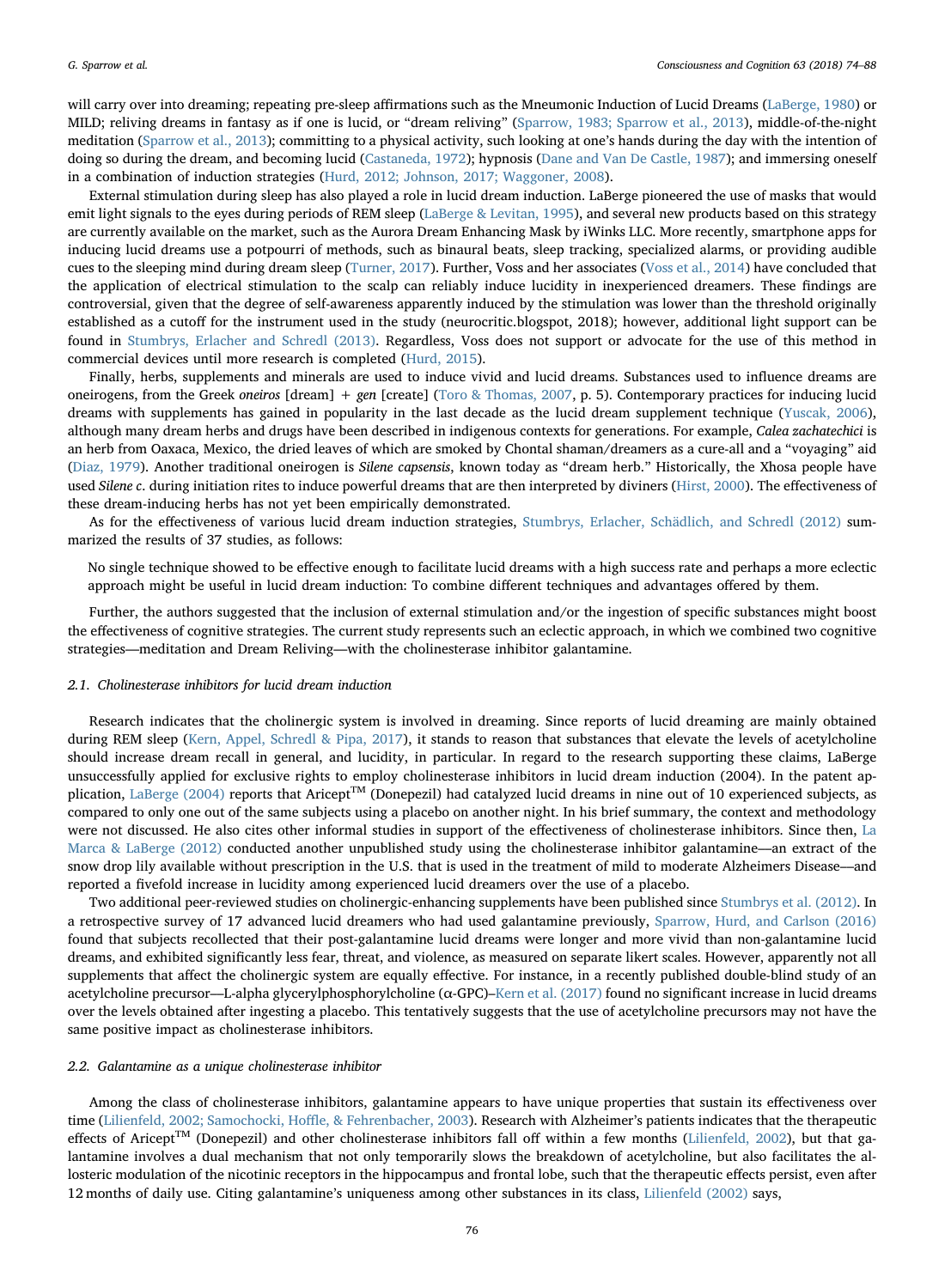will carry over into dreaming; repeating pre-sleep affirmations such as the Mneumonic Induction of Lucid Dreams (LaBerge, 1980) or MILD; reliving dreams in fantasy as if one is lucid, or "dream reliving" (Sparrow, 1983; Sparrow et al., 2013), middle-of-the-night meditation (Sparrow et al., 2013); committing to a physical activity, such looking at one's hands during the day with the intention of doing so during the dream, and becoming lucid (Castaneda, 1972); hypnosis (Dane and Van De Castle, 1987); and immersing oneself in a combination of induction strategies (Hurd, 2012; Johnson, 2017; Waggoner, 2008).

External stimulation during sleep has also played a role in lucid dream induction. LaBerge pioneered the use of masks that would emit light signals to the eyes during periods of REM sleep (LaBerge & Levitan, 1995), and several new products based on this strategy are currently available on the market, such as the Aurora Dream Enhancing Mask by iWinks LLC. More recently, smartphone apps for inducing lucid dreams use a potpourri of methods, such as binaural beats, sleep tracking, specialized alarms, or providing audible cues to the sleeping mind during dream sleep (Turner, 2017). Further, Voss and her associates (Voss et al., 2014) have concluded that the application of electrical stimulation to the scalp can reliably induce lucidity in inexperienced dreamers. These findings are controversial, given that the degree of self-awareness apparently induced by the stimulation was lower than the threshold originally established as a cutoff for the instrument used in the study (neurocritic.blogspot, 2018); however, additional light support can be found in Stumbrys, Erlacher and Schredl (2013). Regardless, Voss does not support or advocate for the use of this method in commercial devices until more research is completed (Hurd, 2015).

Finally, herbs, supplements and minerals are used to induce vivid and lucid dreams. Substances used to influence dreams are oneirogens, from the Greek *oneiros* [dream] + *gen* [create] (Toro & Thomas, 2007, p. 5). Contemporary practices for inducing lucid dreams with supplements has gained in popularity in the last decade as the lucid dream supplement technique (Yuscak, 2006), although many dream herbs and drugs have been described in indigenous contexts for generations. For example, *Calea zachatechici* is an herb from Oaxaca, Mexico, the dried leaves of which are smoked by Chontal shaman/dreamers as a cure-all and a "voyaging" aid (Diaz, 1979). Another traditional oneirogen is *Silene capsensis*, known today as "dream herb." Historically, the Xhosa people have used *Silene c.* during initiation rites to induce powerful dreams that are then interpreted by diviners (Hirst, 2000). The effectiveness of these dream-inducing herbs has not yet been empirically demonstrated.

As for the effectiveness of various lucid dream induction strategies, Stumbrys, Erlacher, Schädlich, and Schredl (2012) summarized the results of 37 studies, as follows:

> No single technique showed to be effective enough to facilitate lucid dreams with a high success rate and perhaps a more eclectic approach might be useful in lucid dream induction: To combine different techniques and advantages offered by them.

Further, the authors suggested that the inclusion of external stimulation and/or the ingestion of specific substances might boost the effectiveness of cognitive strategies. The current study represents such an eclectic approach, in which we combined two cognitive strategies—meditation and Dream Reliving—with the cholinesterase inhibitor galantamine.

### 2.1. Cholinesterase inhibitors for lucid dream induction

Research indicates that the cholinergic system is involved in dreaming. Since reports of lucid dreaming are mainly obtained during REM sleep (Kern, Appel, Schredl & Pipa, 2017), it stands to reason that substances that elevate the levels of acetylcholine should increase dream recall in general, and lucidity, in particular. In regard to the research supporting these claims, LaBerge unsuccessfully applied for exclusive rights to employ cholinesterase inhibitors in lucid dream induction (2004). In the patent application, LaBerge (2004) reports that Aricept™ (Donepezil) had catalyzed lucid dreams in nine out of 10 experienced subjects, as compared to only one out of the same subjects using a placebo on another night. In his brief summary, the context and methodology were not discussed. He also cites other informal studies in support of the effectiveness of cholinesterase inhibitors. Since then, La Marca & LaBerge (2012) conducted another unpublished study using the cholinesterase inhibitor galantamine—an extract of the snow drop lily available without prescription in the U.S. that is used in the treatment of mild to moderate Alzheimers Disease—and reported a fivefold increase in lucidity among experienced lucid dreamers over the use of a placebo.

Two additional peer-reviewed studies on cholinergic-enhancing supplements have been published since Stumbrys et al. (2012). In a retrospective survey of 17 advanced lucid dreamers who had used galantamine previously, Sparrow, Hurd, and Carlson (2016) found that subjects recollected that their post-galantamine lucid dreams were longer and more vivid than non-galantamine lucid dreams, and exhibited significantly less fear, threat, and violence, as measured on separate likert scales. However, apparently not all supplements that affect the cholinergic system are equally effective. For instance, in a recently published double-blind study of an acetylcholine precursor—L-alpha glycerylphosphorylcholine (α-GPC)–Kern et al. (2017) found no significant increase in lucid dreams over the levels obtained after ingesting a placebo. This tentatively suggests that the use of acetylcholine precursors may not have the same positive impact as cholinesterase inhibitors.

### 2.2. Galantamine as a unique cholinesterase inhibitor

Among the class of cholinesterase inhibitors, galantamine appears to have unique properties that sustain its effectiveness over time (Lilienfeld, 2002; Samochocki, Hoffle, & Fehrenbacher, 2003). Research with Alzheimer's patients indicates that the therapeutic effects of Aricept™ (Donepezil) and other cholinesterase inhibitors fall off within a few months (Lilienfeld, 2002), but that galantamine involves a dual mechanism that not only temporarily slows the breakdown of acetylcholine, but also facilitates the allosteric modulation of the nicotinic receptors in the hippocampus and frontal lobe, such that the therapeutic effects persist, even after 12 months of daily use. Citing galantamine's uniqueness among other substances in its class, Lilienfeld (2002) says,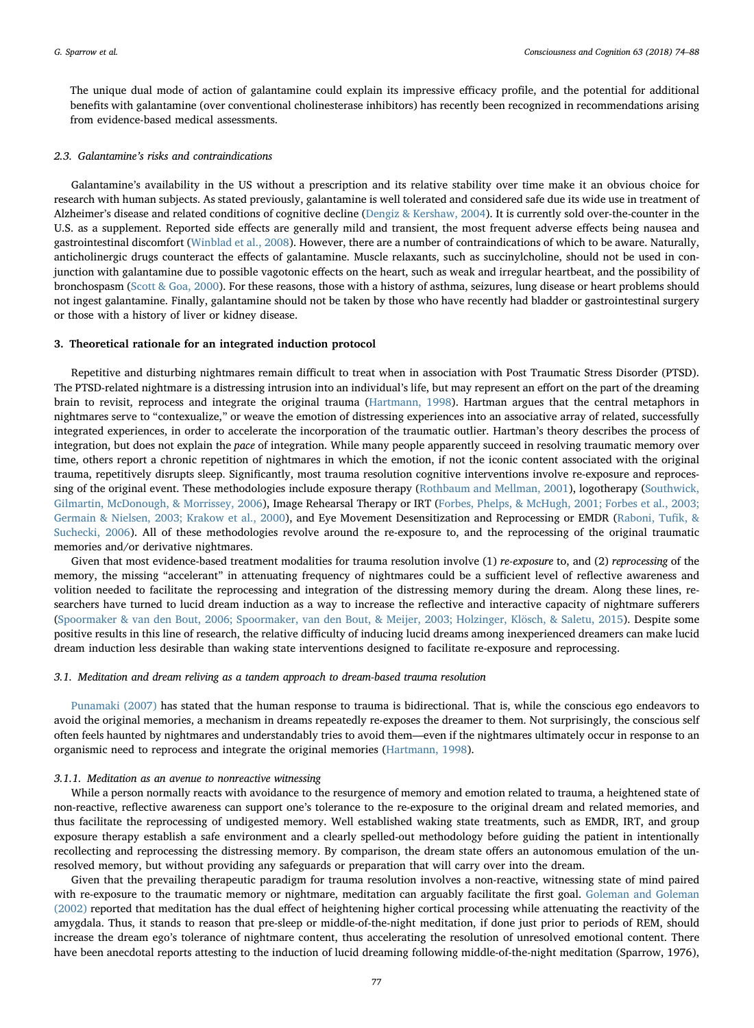The unique dual mode of action of galantamine could explain its impressive efficacy profile, and the potential for additional benefits with galantamine (over conventional cholinesterase inhibitors) has recently been recognized in recommendations arising from evidence-based medical assessments.

### 2.3. Galantamine's risks and contraindications

Galantamine's availability in the US without a prescription and its relative stability over time make it an obvious choice for research with human subjects. As stated previously, galantamine is well tolerated and considered safe due its wide use in treatment of Alzheimer's disease and related conditions of cognitive decline (Dengiz & Kershaw, 2004). It is currently sold over-the-counter in the U.S. as a supplement. Reported side effects are generally mild and transient, the most frequent adverse effects being nausea and gastrointestinal discomfort (Winblad et al., 2008). However, there are a number of contraindications of which to be aware. Naturally, anticholinergic drugs counteract the effects of galantamine. Muscle relaxants, such as succinylcholine, should not be used in conjunction with galantamine due to possible vagotonic effects on the heart, such as weak and irregular heartbeat, and the possibility of bronchospasm (Scott & Goa, 2000). For these reasons, those with a history of asthma, seizures, lung disease or heart problems should not ingest galantamine. Finally, galantamine should not be taken by those who have recently had bladder or gastrointestinal surgery or those with a history of liver or kidney disease.

## 3. Theoretical rationale for an integrated induction protocol

Repetitive and disturbing nightmares remain difficult to treat when in association with Post Traumatic Stress Disorder (PTSD). The PTSD-related nightmare is a distressing intrusion into an individual's life, but may represent an effort on the part of the dreaming brain to revisit, reprocess and integrate the original trauma (Hartmann, 1998). Hartman argues that the central metaphors in nightmares serve to "contexualize," or weave the emotion of distressing experiences into an associative array of related, successfully integrated experiences, in order to accelerate the incorporation of the traumatic outlier. Hartman's theory describes the process of integration, but does not explain the *pace* of integration. While many people apparently succeed in resolving traumatic memory over time, others report a chronic repetition of nightmares in which the emotion, if not the iconic content associated with the original trauma, repetitively disrupts sleep. Significantly, most trauma resolution cognitive interventions involve re-exposure and reprocessing of the original event. These methodologies include exposure therapy (Rothbaum and Mellman, 2001), logotherapy (Southwick, Gilmartin, McDonough, & Morrissey, 2006), Image Rehearsal Therapy or IRT (Forbes, Phelps, & McHugh, 2001; Forbes et al., 2003; Germain & Nielsen, 2003; Krakow et al., 2000), and Eye Movement Desensitization and Reprocessing or EMDR (Raboni, Tufik, & Suchecki, 2006). All of these methodologies revolve around the re-exposure to, and the reprocessing of the original traumatic memories and/or derivative nightmares.

Given that most evidence-based treatment modalities for trauma resolution involve (1) *re-exposure* to, and (2) *reprocessing* of the memory, the missing "accelerant" in attenuating frequency of nightmares could be a sufficient level of reflective awareness and volition needed to facilitate the reprocessing and integration of the distressing memory during the dream. Along these lines, researchers have turned to lucid dream induction as a way to increase the reflective and interactive capacity of nightmare sufferers (Spoormaker & van den Bout, 2006; Spoormaker, van den Bout, & Meijer, 2003; Holzinger, Klösch, & Saletu, 2015). Despite some positive results in this line of research, the relative difficulty of inducing lucid dreams among inexperienced dreamers can make lucid dream induction less desirable than waking state interventions designed to facilitate re-exposure and reprocessing.

### 3.1. Meditation and dream reliving as a tandem approach to dream-based trauma resolution

Punamaki (2007) has stated that the human response to trauma is bidirectional. That is, while the conscious ego endeavors to avoid the original memories, a mechanism in dreams repeatedly re-exposes the dreamer to them. Not surprisingly, the conscious self often feels haunted by nightmares and understandably tries to avoid them—even if the nightmares ultimately occur in response to an organismic need to reprocess and integrate the original memories (Hartmann, 1998).

#### 3.1.1. Meditation as an avenue to nonreactive witnessing

While a person normally reacts with avoidance to the resurgence of memory and emotion related to trauma, a heightened state of non-reactive, reflective awareness can support one's tolerance to the re-exposure to the original dream and related memories, and thus facilitate the reprocessing of undigested memory. Well established waking state treatments, such as EMDR, IRT, and group exposure therapy establish a safe environment and a clearly spelled-out methodology before guiding the patient in intentionally recollecting and reprocessing the distressing memory. By comparison, the dream state offers an autonomous emulation of the unresolved memory, but without providing any safeguards or preparation that will carry over into the dream.

Given that the prevailing therapeutic paradigm for trauma resolution involves a non-reactive, witnessing state of mind paired with re-exposure to the traumatic memory or nightmare, meditation can arguably facilitate the first goal. Goleman and Goleman (2002) reported that meditation has the dual effect of heightening higher cortical processing while attenuating the reactivity of the amygdala. Thus, it stands to reason that pre-sleep or middle-of-the-night meditation, if done just prior to periods of REM, should increase the dream ego's tolerance of nightmare content, thus accelerating the resolution of unresolved emotional content. There have been anecdotal reports attesting to the induction of lucid dreaming following middle-of-the-night meditation (Sparrow, 1976),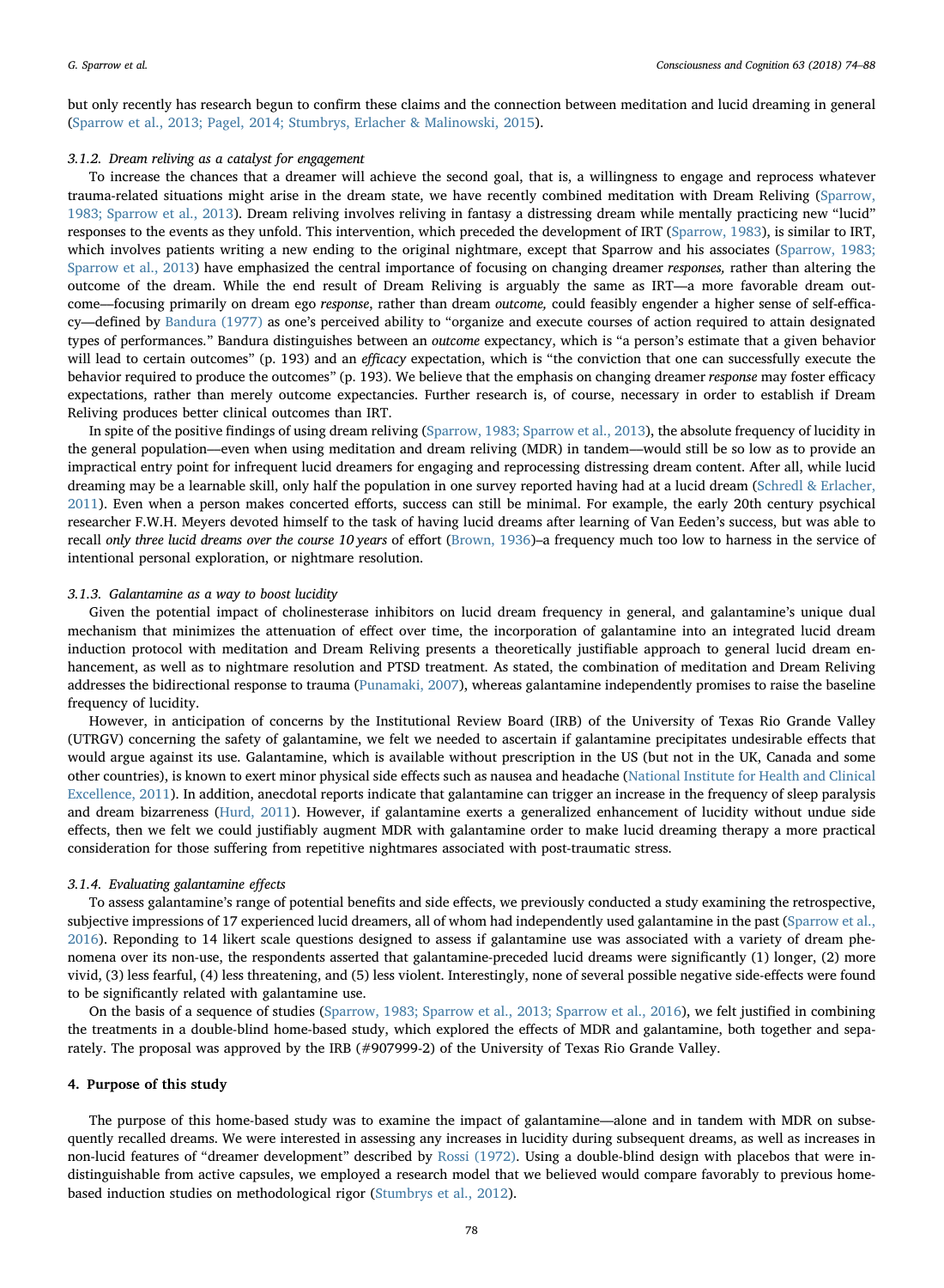but only recently has research begun to confirm these claims and the connection between meditation and lucid dreaming in general (Sparrow et al., 2013; Pagel, 2014; Stumbrys, Erlacher & Malinowski, 2015).

### 3.1.2. Dream reliving as a catalyst for engagement

To increase the chances that a dreamer will achieve the second goal, that is, a willingness to engage and reprocess whatever trauma-related situations might arise in the dream state, we have recently combined meditation with Dream Reliving (Sparrow, 1983; Sparrow et al., 2013). Dream reliving involves reliving in fantasy a distressing dream while mentally practicing new "lucid" responses to the events as they unfold. This intervention, which preceded the development of IRT (Sparrow, 1983), is similar to IRT, which involves patients writing a new ending to the original nightmare, except that Sparrow and his associates (Sparrow, 1983; Sparrow et al., 2013) have emphasized the central importance of focusing on changing dreamer *responses,* rather than altering the outcome of the dream. While the end result of Dream Reliving is arguably the same as IRT—a more favorable dream outcome—focusing primarily on dream ego *response*, rather than dream *outcome,* could feasibly engender a higher sense of self-efficacy—defined by Bandura (1977) as one's perceived ability to "organize and execute courses of action required to attain designated types of performances." Bandura distinguishes between an *outcome* expectancy, which is "a person's estimate that a given behavior will lead to certain outcomes" (p. 193) and an *efficacy* expectation, which is "the conviction that one can successfully execute the behavior required to produce the outcomes" (p. 193). We believe that the emphasis on changing dreamer *response* may foster efficacy expectations, rather than merely outcome expectancies. Further research is, of course, necessary in order to establish if Dream Reliving produces better clinical outcomes than IRT.

In spite of the positive findings of using dream reliving (Sparrow, 1983; Sparrow et al., 2013), the absolute frequency of lucidity in the general population—even when using meditation and dream reliving (MDR) in tandem—would still be so low as to provide an impractical entry point for infrequent lucid dreamers for engaging and reprocessing distressing dream content. After all, while lucid dreaming may be a learnable skill, only half the population in one survey reported having had at a lucid dream (Schredl & Erlacher, 2011). Even when a person makes concerted efforts, success can still be minimal. For example, the early 20th century psychical researcher F.W.H. Meyers devoted himself to the task of having lucid dreams after learning of Van Eeden's success, but was able to recall *only three lucid dreams over the course 10 years* of effort (Brown, 1936)–a frequency much too low to harness in the service of intentional personal exploration, or nightmare resolution.

### 3.1.3. Galantamine as a way to boost lucidity

Given the potential impact of cholinesterase inhibitors on lucid dream frequency in general, and galantamine's unique dual mechanism that minimizes the attenuation of effect over time, the incorporation of galantamine into an integrated lucid dream induction protocol with meditation and Dream Reliving presents a theoretically justifiable approach to general lucid dream enhancement, as well as to nightmare resolution and PTSD treatment. As stated, the combination of meditation and Dream Reliving addresses the bidirectional response to trauma (Punamaki, 2007), whereas galantamine independently promises to raise the baseline frequency of lucidity.

However, in anticipation of concerns by the Institutional Review Board (IRB) of the University of Texas Rio Grande Valley (UTRGV) concerning the safety of galantamine, we felt we needed to ascertain if galantamine precipitates undesirable effects that would argue against its use. Galantamine, which is available without prescription in the US (but not in the UK, Canada and some other countries), is known to exert minor physical side effects such as nausea and headache (National Institute for Health and Clinical Excellence, 2011). In addition, anecdotal reports indicate that galantamine can trigger an increase in the frequency of sleep paralysis and dream bizarreness (Hurd, 2011). However, if galantamine exerts a generalized enhancement of lucidity without undue side effects, then we felt we could justifiably augment MDR with galantamine order to make lucid dreaming therapy a more practical consideration for those suffering from repetitive nightmares associated with post-traumatic stress.

### 3.1.4. Evaluating galantamine effects

To assess galantamine's range of potential benefits and side effects, we previously conducted a study examining the retrospective, subjective impressions of 17 experienced lucid dreamers, all of whom had independently used galantamine in the past (Sparrow et al., 2016). Reponding to 14 likert scale questions designed to assess if galantamine use was associated with a variety of dream phenomena over its non-use, the respondents asserted that galantamine-preceded lucid dreams were significantly (1) longer, (2) more vivid, (3) less fearful, (4) less threatening, and (5) less violent. Interestingly, none of several possible negative side-effects were found to be significantly related with galantamine use.

On the basis of a sequence of studies (Sparrow, 1983; Sparrow et al., 2013; Sparrow et al., 2016), we felt justified in combining the treatments in a double-blind home-based study, which explored the effects of MDR and galantamine, both together and separately. The proposal was approved by the IRB (#907999-2) of the University of Texas Rio Grande Valley.

## 4. Purpose of this study

The purpose of this home-based study was to examine the impact of galantamine—alone and in tandem with MDR on subsequently recalled dreams. We were interested in assessing any increases in lucidity during subsequent dreams, as well as increases in non-lucid features of "dreamer development" described by Rossi (1972). Using a double-blind design with placebos that were indistinguishable from active capsules, we employed a research model that we believed would compare favorably to previous home-based induction studies on methodological rigor (Stumbrys et al., 2012).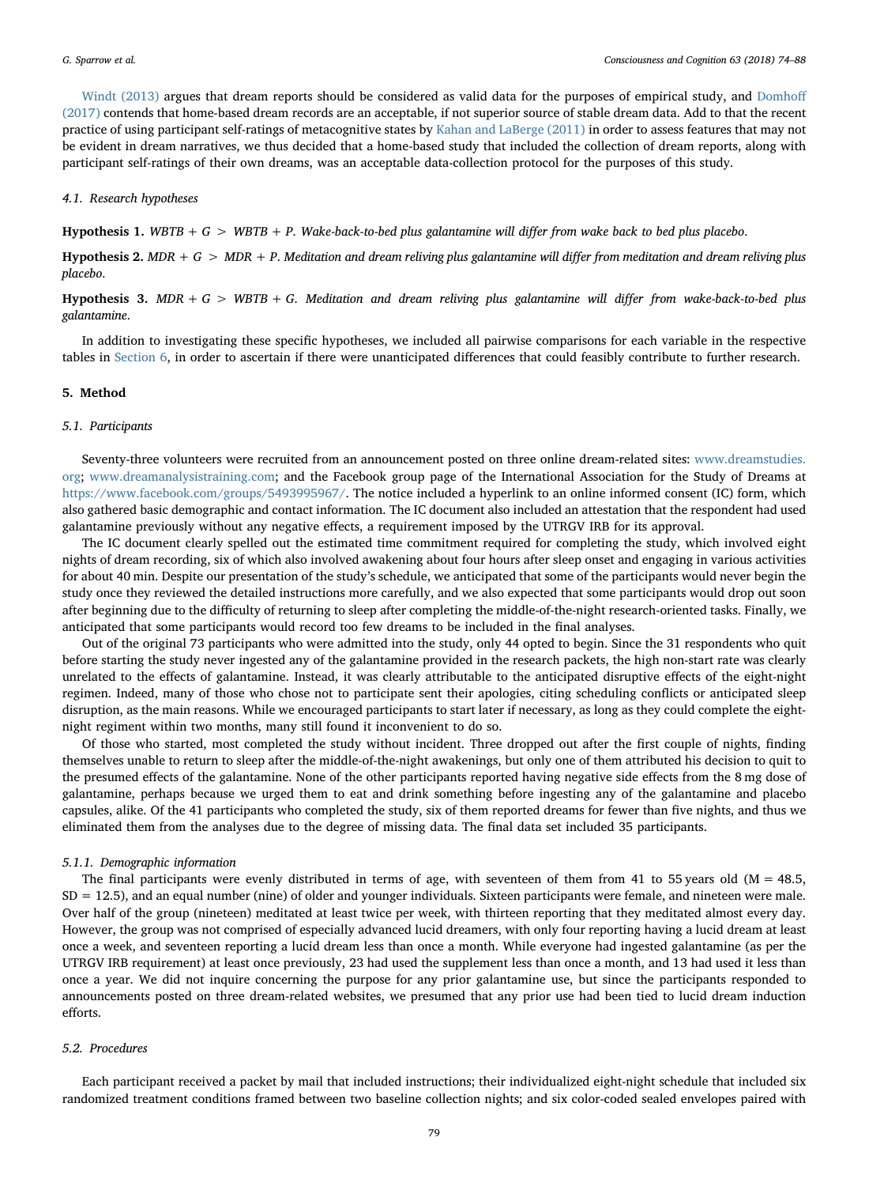Windt (2013) argues that dream reports should be considered as valid data for the purposes of empirical study, and Domhoff (2017) contends that home-based dream records are an acceptable, if not superior source of stable dream data. Add to that the recent practice of using participant self-ratings of metacognitive states by Kahan and LaBerge (2011) in order to assess features that may not be evident in dream narratives, we thus decided that a home-based study that included the collection of dream reports, along with participant self-ratings of their own dreams, was an acceptable data-collection protocol for the purposes of this study.

### 4.1. Research hypotheses

**Hypothesis 1.** *WBTB + G > WBTB + P. Wake-back-to-bed plus galantamine will differ from wake back to bed plus placebo.*

**Hypothesis 2.** *MDR + G > MDR + P. Meditation and dream reliving plus galantamine will differ from meditation and dream reliving plus placebo.*

**Hypothesis 3.** *MDR + G > WBTB + G. Meditation and dream reliving plus galantamine will differ from wake-back-to-bed plus galantamine.*

In addition to investigating these specific hypotheses, we included all pairwise comparisons for each variable in the respective tables in Section 6, in order to ascertain if there were unanticipated differences that could feasibly contribute to further research.

## 5. Method

### 5.1. Participants

Seventy-three volunteers were recruited from an announcement posted on three online dream-related sites: www.dreamstudies.org; www.dreamanalysistraining.com; and the Facebook group page of the International Association for the Study of Dreams at https://www.facebook.com/groups/5493995967/. The notice included a hyperlink to an online informed consent (IC) form, which also gathered basic demographic and contact information. The IC document also included an attestation that the respondent had used galantamine previously without any negative effects, a requirement imposed by the UTRGV IRB for its approval.

The IC document clearly spelled out the estimated time commitment required for completing the study, which involved eight nights of dream recording, six of which also involved awakening about four hours after sleep onset and engaging in various activities for about 40 min. Despite our presentation of the study's schedule, we anticipated that some of the participants would never begin the study once they reviewed the detailed instructions more carefully, and we also expected that some participants would drop out soon after beginning due to the difficulty of returning to sleep after completing the middle-of-the-night research-oriented tasks. Finally, we anticipated that some participants would record too few dreams to be included in the final analyses.

Out of the original 73 participants who were admitted into the study, only 44 opted to begin. Since the 31 respondents who quit before starting the study never ingested any of the galantamine provided in the research packets, the high non-start rate was clearly unrelated to the effects of galantamine. Instead, it was clearly attributable to the anticipated disruptive effects of the eight-night regimen. Indeed, many of those who chose not to participate sent their apologies, citing scheduling conflicts or anticipated sleep disruption, as the main reasons. While we encouraged participants to start later if necessary, as long as they could complete the eight-night regiment within two months, many still found it inconvenient to do so.

Of those who started, most completed the study without incident. Three dropped out after the first couple of nights, finding themselves unable to return to sleep after the middle-of-the-night awakenings, but only one of them attributed his decision to quit to the presumed effects of the galantamine. None of the other participants reported having negative side effects from the 8 mg dose of galantamine, perhaps because we urged them to eat and drink something before ingesting any of the galantamine and placebo capsules, alike. Of the 41 participants who completed the study, six of them reported dreams for fewer than five nights, and thus we eliminated them from the analyses due to the degree of missing data. The final data set included 35 participants.

#### 5.1.1. Demographic information

The final participants were evenly distributed in terms of age, with seventeen of them from 41 to 55 years old (M = 48.5, SD = 12.5), and an equal number (nine) of older and younger individuals. Sixteen participants were female, and nineteen were male. Over half of the group (nineteen) meditated at least twice per week, with thirteen reporting that they meditated almost every day. However, the group was not comprised of especially advanced lucid dreamers, with only four reporting having a lucid dream at least once a week, and seventeen reporting a lucid dream less than once a month. While everyone had ingested galantamine (as per the UTRGV IRB requirement) at least once previously, 23 had used the supplement less than once a month, and 13 had used it less than once a year. We did not inquire concerning the purpose for any prior galantamine use, but since the participants responded to announcements posted on three dream-related websites, we presumed that any prior use had been tied to lucid dream induction efforts.

### 5.2. Procedures

Each participant received a packet by mail that included instructions; their individualized eight-night schedule that included six randomized treatment conditions framed between two baseline collection nights; and six color-coded sealed envelopes paired with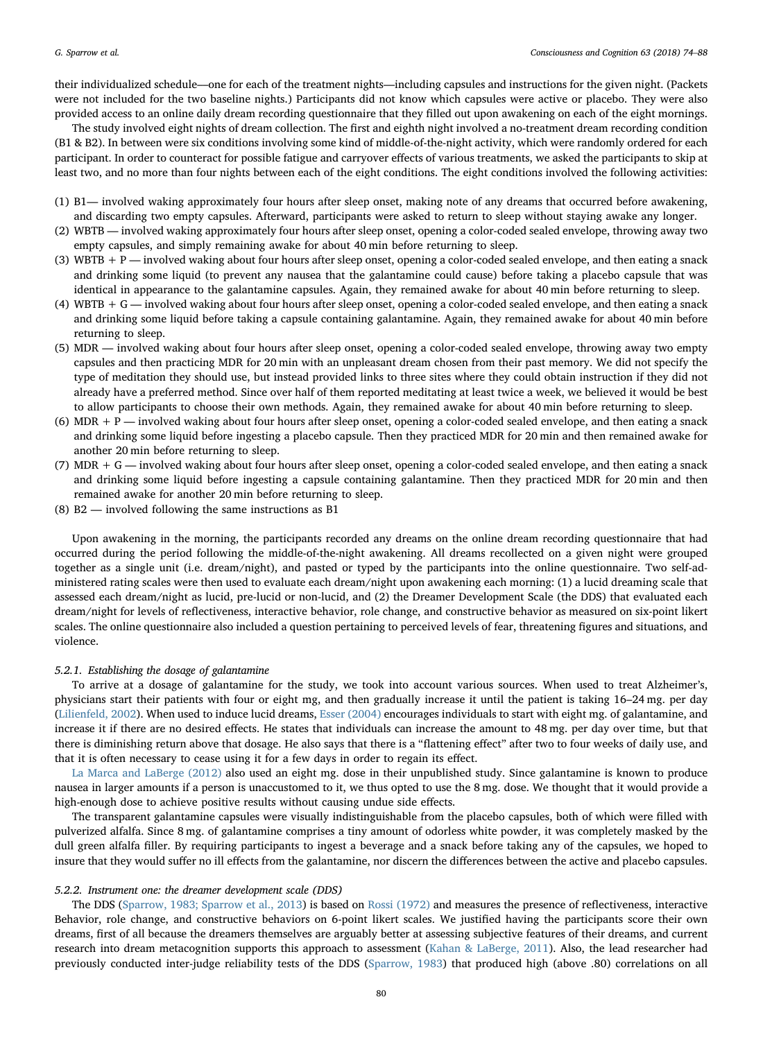their individualized schedule—one for each of the treatment nights—including capsules and instructions for the given night. (Packets were not included for the two baseline nights.) Participants did not know which capsules were active or placebo. They were also provided access to an online daily dream recording questionnaire that they filled out upon awakening on each of the eight mornings.

The study involved eight nights of dream collection. The first and eighth night involved a no-treatment dream recording condition (B1 & B2). In between were six conditions involving some kind of middle-of-the-night activity, which were randomly ordered for each participant. In order to counteract for possible fatigue and carryover effects of various treatments, we asked the participants to skip at least two, and no more than four nights between each of the eight conditions. The eight conditions involved the following activities:

(1) B1— involved waking approximately four hours after sleep onset, making note of any dreams that occurred before awakening, and discarding two empty capsules. Afterward, participants were asked to return to sleep without staying awake any longer.
(2) WBTB — involved waking approximately four hours after sleep onset, opening a color-coded sealed envelope, throwing away two empty capsules, and simply remaining awake for about 40 min before returning to sleep.
(3) WBTB + P — involved waking about four hours after sleep onset, opening a color-coded sealed envelope, and then eating a snack and drinking some liquid (to prevent any nausea that the galantamine could cause) before taking a placebo capsule that was identical in appearance to the galantamine capsules. Again, they remained awake for about 40 min before returning to sleep.
(4) WBTB + G — involved waking about four hours after sleep onset, opening a color-coded sealed envelope, and then eating a snack and drinking some liquid before taking a capsule containing galantamine. Again, they remained awake for about 40 min before returning to sleep.
(5) MDR — involved waking about four hours after sleep onset, opening a color-coded sealed envelope, throwing away two empty capsules and then practicing MDR for 20 min with an unpleasant dream chosen from their past memory. We did not specify the type of meditation they should use, but instead provided links to three sites where they could obtain instruction if they did not already have a preferred method. Since over half of them reported meditating at least twice a week, we believed it would be best to allow participants to choose their own methods. Again, they remained awake for about 40 min before returning to sleep.
(6) MDR + P — involved waking about four hours after sleep onset, opening a color-coded sealed envelope, and then eating a snack and drinking some liquid before ingesting a placebo capsule. Then they practiced MDR for 20 min and then remained awake for another 20 min before returning to sleep.
(7) MDR + G — involved waking about four hours after sleep onset, opening a color-coded sealed envelope, and then eating a snack and drinking some liquid before ingesting a capsule containing galantamine. Then they practiced MDR for 20 min and then remained awake for another 20 min before returning to sleep.
(8) B2 — involved following the same instructions as B1

Upon awakening in the morning, the participants recorded any dreams on the online dream recording questionnaire that had occurred during the period following the middle-of-the-night awakening. All dreams recollected on a given night were grouped together as a single unit (i.e. dream/night), and pasted or typed by the participants into the online questionnaire. Two self-administered rating scales were then used to evaluate each dream/night upon awakening each morning: (1) a lucid dreaming scale that assessed each dream/night as lucid, pre-lucid or non-lucid, and (2) the Dreamer Development Scale (the DDS) that evaluated each dream/night for levels of reflectiveness, interactive behavior, role change, and constructive behavior as measured on six-point likert scales. The online questionnaire also included a question pertaining to perceived levels of fear, threatening figures and situations, and violence.

#### *5.2.1. Establishing the dosage of galantamine*

To arrive at a dosage of galantamine for the study, we took into account various sources. When used to treat Alzheimer's, physicians start their patients with four or eight mg, and then gradually increase it until the patient is taking 16–24 mg. per day (Lilienfeld, 2002). When used to induce lucid dreams, Esser (2004) encourages individuals to start with eight mg. of galantamine, and increase it if there are no desired effects. He states that individuals can increase the amount to 48 mg. per day over time, but that there is diminishing return above that dosage. He also says that there is a "flattening effect" after two to four weeks of daily use, and that it is often necessary to cease using it for a few days in order to regain its effect.

La Marca and LaBerge (2012) also used an eight mg. dose in their unpublished study. Since galantamine is known to produce nausea in larger amounts if a person is unaccustomed to it, we thus opted to use the 8 mg. dose. We thought that it would provide a high-enough dose to achieve positive results without causing undue side effects.

The transparent galantamine capsules were visually indistinguishable from the placebo capsules, both of which were filled with pulverized alfalfa. Since 8 mg. of galantamine comprises a tiny amount of odorless white powder, it was completely masked by the dull green alfalfa filler. By requiring participants to ingest a beverage and a snack before taking any of the capsules, we hoped to insure that they would suffer no ill effects from the galantamine, nor discern the differences between the active and placebo capsules.

#### *5.2.2. Instrument one: the dreamer development scale (DDS)*

The DDS (Sparrow, 1983; Sparrow et al., 2013) is based on Rossi (1972) and measures the presence of reflectiveness, interactive Behavior, role change, and constructive behaviors on 6-point likert scales. We justified having the participants score their own dreams, first of all because the dreamers themselves are arguably better at assessing subjective features of their dreams, and current research into dream metacognition supports this approach to assessment (Kahan & LaBerge, 2011). Also, the lead researcher had previously conducted inter-judge reliability tests of the DDS (Sparrow, 1983) that produced high (above .80) correlations on all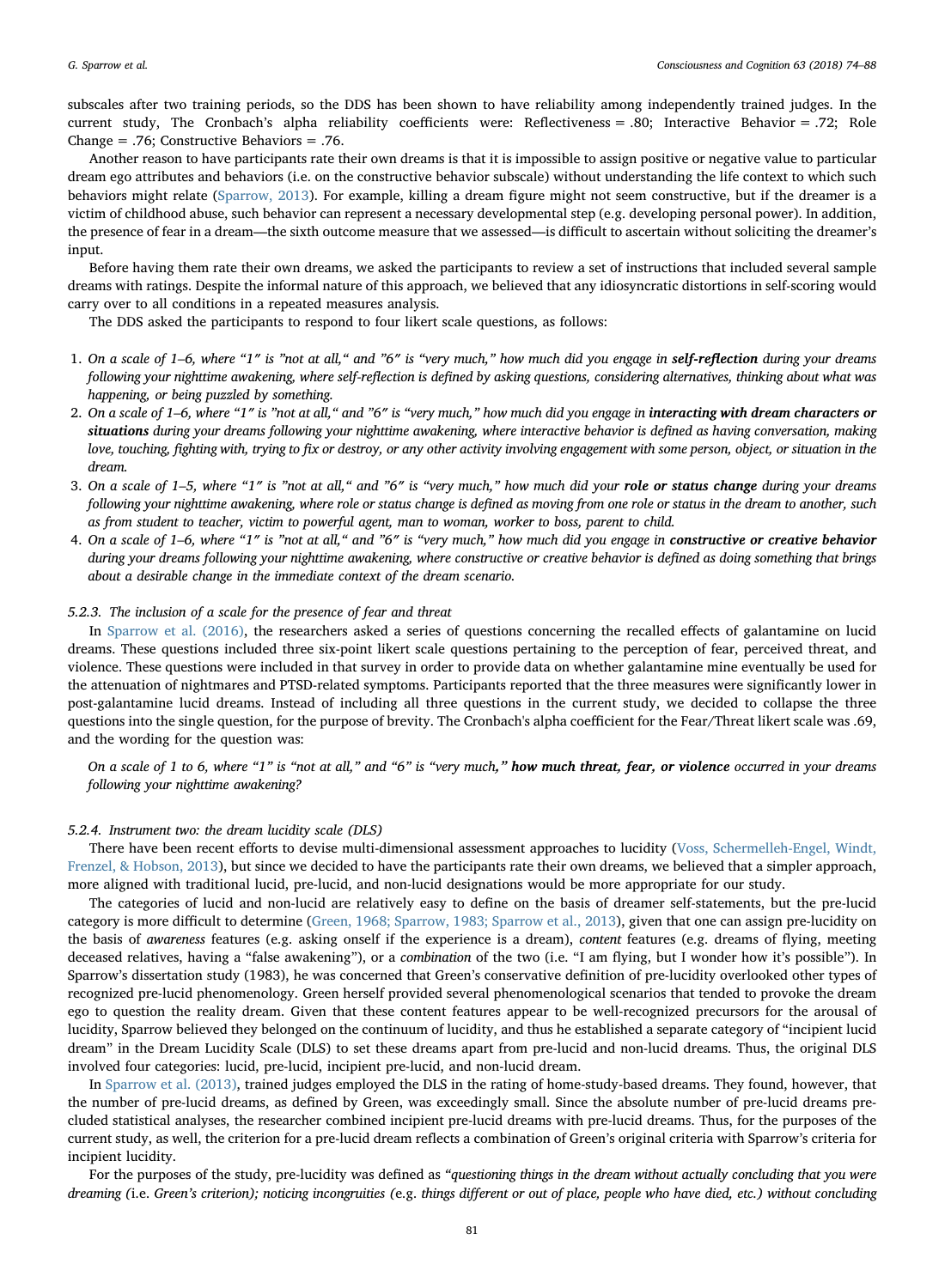subscales after two training periods, so the DDS has been shown to have reliability among independently trained judges. In the current study, The Cronbach's alpha reliability coefficients were: Reflectiveness = .80; Interactive Behavior = .72; Role Change = .76; Constructive Behaviors = .76.

Another reason to have participants rate their own dreams is that it is impossible to assign positive or negative value to particular dream ego attributes and behaviors (i.e. on the constructive behavior subscale) without understanding the life context to which such behaviors might relate (Sparrow, 2013). For example, killing a dream figure might not seem constructive, but if the dreamer is a victim of childhood abuse, such behavior can represent a necessary developmental step (e.g. developing personal power). In addition, the presence of fear in a dream—the sixth outcome measure that we assessed—is difficult to ascertain without soliciting the dreamer's input.

Before having them rate their own dreams, we asked the participants to review a set of instructions that included several sample dreams with ratings. Despite the informal nature of this approach, we believed that any idiosyncratic distortions in self-scoring would carry over to all conditions in a repeated measures analysis.

The DDS asked the participants to respond to four likert scale questions, as follows:

1. *On a scale of 1–6, where "1" is "not at all," and "6" is "very much," how much did you engage in* ***self-reflection*** *during your dreams following your nighttime awakening, where self-reflection is defined by asking questions, considering alternatives, thinking about what was happening, or being puzzled by something.*
2. *On a scale of 1–6, where "1" is "not at all," and "6" is "very much," how much did you engage in* ***interacting with dream characters or situations*** *during your dreams following your nighttime awakening, where interactive behavior is defined as having conversation, making love, touching, fighting with, trying to fix or destroy, or any other activity involving engagement with some person, object, or situation in the dream.*
3. *On a scale of 1–5, where "1" is "not at all," and "6" is "very much," how much did your* ***role or status change*** *during your dreams following your nighttime awakening, where role or status change is defined as moving from one role or status in the dream to another, such as from student to teacher, victim to powerful agent, man to woman, worker to boss, parent to child.*
4. *On a scale of 1–6, where "1" is "not at all," and "6" is "very much," how much did you engage in* ***constructive or creative behavior*** *during your dreams following your nighttime awakening, where constructive or creative behavior is defined as doing something that brings about a desirable change in the immediate context of the dream scenario.*

#### 5.2.3. The inclusion of a scale for the presence of fear and threat

In Sparrow et al. (2016), the researchers asked a series of questions concerning the recalled effects of galantamine on lucid dreams. These questions included three six-point likert scale questions pertaining to the perception of fear, perceived threat, and violence. These questions were included in that survey in order to provide data on whether galantamine mine eventually be used for the attenuation of nightmares and PTSD-related symptoms. Participants reported that the three measures were significantly lower in post-galantamine lucid dreams. Instead of including all three questions in the current study, we decided to collapse the three questions into the single question, for the purpose of brevity. The Cronbach's alpha coefficient for the Fear/Threat likert scale was .69, and the wording for the question was:

*On a scale of 1 to 6, where "1" is "not at all," and "6" is "very much,"* ***how much threat, fear, or violence*** *occurred in your dreams following your nighttime awakening?*

#### 5.2.4. Instrument two: the dream lucidity scale (DLS)

There have been recent efforts to devise multi-dimensional assessment approaches to lucidity (Voss, Schermelleh-Engel, Windt, Frenzel, & Hobson, 2013), but since we decided to have the participants rate their own dreams, we believed that a simpler approach, more aligned with traditional lucid, pre-lucid, and non-lucid designations would be more appropriate for our study.

The categories of lucid and non-lucid are relatively easy to define on the basis of dreamer self-statements, but the pre-lucid category is more difficult to determine (Green, 1968; Sparrow, 1983; Sparrow et al., 2013), given that one can assign pre-lucidity on the basis of *awareness* features (e.g. asking onself if the experience is a dream), *content* features (e.g. dreams of flying, meeting deceased relatives, having a "false awakening"), or a *combination* of the two (i.e. "I am flying, but I wonder how it's possible"). In Sparrow's dissertation study (1983), he was concerned that Green's conservative definition of pre-lucidity overlooked other types of recognized pre-lucid phenomenology. Green herself provided several phenomenological scenarios that tended to provoke the dream ego to question the reality dream. Given that these content features appear to be well-recognized precursors for the arousal of lucidity, Sparrow believed they belonged on the continuum of lucidity, and thus he established a separate category of "incipient lucid dream" in the Dream Lucidity Scale (DLS) to set these dreams apart from pre-lucid and non-lucid dreams. Thus, the original DLS involved four categories: lucid, pre-lucid, incipient pre-lucid, and non-lucid dream.

In Sparrow et al. (2013), trained judges employed the DLS in the rating of home-study-based dreams. They found, however, that the number of pre-lucid dreams, as defined by Green, was exceedingly small. Since the absolute number of pre-lucid dreams precluded statistical analyses, the researcher combined incipient pre-lucid dreams with pre-lucid dreams. Thus, for the purposes of the current study, as well, the criterion for a pre-lucid dream reflects a combination of Green's original criteria with Sparrow's criteria for incipient lucidity.

For the purposes of the study, pre-lucidity was defined as *"questioning things in the dream without actually concluding that you were dreaming (*i.e. *Green's criterion); noticing incongruities (*e.g. *things different or out of place, people who have died, etc.) without concluding*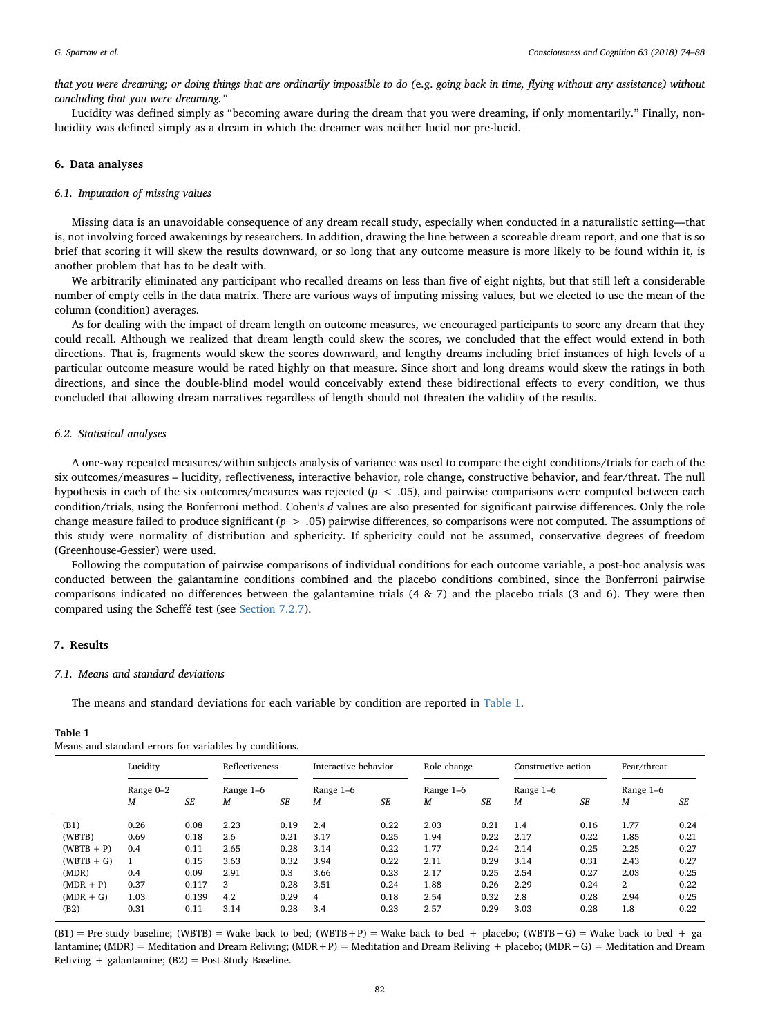*that you were dreaming; or doing things that are ordinarily impossible to do (*e.g. *going back in time, flying without any assistance) without concluding that you were dreaming."*

Lucidity was defined simply as "becoming aware during the dream that you were dreaming, if only momentarily." Finally, non-lucidity was defined simply as a dream in which the dreamer was neither lucid nor pre-lucid.

## 6. Data analyses

### 6.1. Imputation of missing values

Missing data is an unavoidable consequence of any dream recall study, especially when conducted in a naturalistic setting—that is, not involving forced awakenings by researchers. In addition, drawing the line between a scoreable dream report, and one that is so brief that scoring it will skew the results downward, or so long that any outcome measure is more likely to be found within it, is another problem that has to be dealt with.

We arbitrarily eliminated any participant who recalled dreams on less than five of eight nights, but that still left a considerable number of empty cells in the data matrix. There are various ways of imputing missing values, but we elected to use the mean of the column (condition) averages.

As for dealing with the impact of dream length on outcome measures, we encouraged participants to score any dream that they could recall. Although we realized that dream length could skew the scores, we concluded that the effect would extend in both directions. That is, fragments would skew the scores downward, and lengthy dreams including brief instances of high levels of a particular outcome measure would be rated highly on that measure. Since short and long dreams would skew the ratings in both directions, and since the double-blind model would conceivably extend these bidirectional effects to every condition, we thus concluded that allowing dream narratives regardless of length should not threaten the validity of the results.

### 6.2. Statistical analyses

A one-way repeated measures/within subjects analysis of variance was used to compare the eight conditions/trials for each of the six outcomes/measures – lucidity, reflectiveness, interactive behavior, role change, constructive behavior, and fear/threat. The null hypothesis in each of the six outcomes/measures was rejected ($p < .05$), and pairwise comparisons were computed between each condition/trials, using the Bonferroni method. Cohen's *d* values are also presented for significant pairwise differences. Only the role change measure failed to produce significant ($p > .05$) pairwise differences, so comparisons were not computed. The assumptions of this study were normality of distribution and sphericity. If sphericity could not be assumed, conservative degrees of freedom (Greenhouse-Gessier) were used.

Following the computation of pairwise comparisons of individual conditions for each outcome variable, a post-hoc analysis was conducted between the galantamine conditions combined and the placebo conditions combined, since the Bonferroni pairwise comparisons indicated no differences between the galantamine trials (4 & 7) and the placebo trials (3 and 6). They were then compared using the Scheffé test (see Section 7.2.7).

## 7. Results

### 7.1. Means and standard deviations

The means and standard deviations for each variable by condition are reported in Table 1.

**Table 1**
Means and standard errors for variables by conditions.

| | Lucidity | | Reflectiveness | | Interactive behavior | | Role change | | Constructive action | | Fear/threat | |
|---|---|---|---|---|---|---|---|---|---|---|---|---|
| | Range 0–2 | | Range 1–6 | | Range 1–6 | | Range 1–6 | | Range 1–6 | | Range 1–6 | |
| | *M* | *SE* | *M* | *SE* | *M* | *SE* | *M* | *SE* | *M* | *SE* | *M* | *SE* |
| (B1) | 0.26 | 0.08 | 2.23 | 0.19 | 2.4 | 0.22 | 2.03 | 0.21 | 1.4 | 0.16 | 1.77 | 0.24 |
| (WBTB) | 0.69 | 0.18 | 2.6 | 0.21 | 3.17 | 0.25 | 1.94 | 0.22 | 2.17 | 0.22 | 1.85 | 0.21 |
| (WBTB + P) | 0.4 | 0.11 | 2.65 | 0.28 | 3.14 | 0.22 | 1.77 | 0.24 | 2.14 | 0.25 | 2.25 | 0.27 |
| (WBTB + G) | 1 | 0.15 | 3.63 | 0.32 | 3.94 | 0.22 | 2.11 | 0.29 | 3.14 | 0.31 | 2.43 | 0.27 |
| (MDR) | 0.4 | 0.09 | 2.91 | 0.3 | 3.66 | 0.23 | 2.17 | 0.25 | 2.54 | 0.27 | 2.03 | 0.25 |
| (MDR + P) | 0.37 | 0.117 | 3 | 0.28 | 3.51 | 0.24 | 1.88 | 0.26 | 2.29 | 0.24 | 2 | 0.22 |
| (MDR + G) | 1.03 | 0.139 | 4.2 | 0.29 | 4 | 0.18 | 2.54 | 0.32 | 2.8 | 0.28 | 2.94 | 0.25 |
| (B2) | 0.31 | 0.11 | 3.14 | 0.28 | 3.4 | 0.23 | 2.57 | 0.29 | 3.03 | 0.28 | 1.8 | 0.22 |

(B1) = Pre-study baseline; (WBTB) = Wake back to bed; (WBTB + P) = Wake back to bed + placebo; (WBTB + G) = Wake back to bed + galantamine; (MDR) = Meditation and Dream Reliving; (MDR + P) = Meditation and Dream Reliving + placebo; (MDR + G) = Meditation and Dream Reliving + galantamine; (B2) = Post-Study Baseline.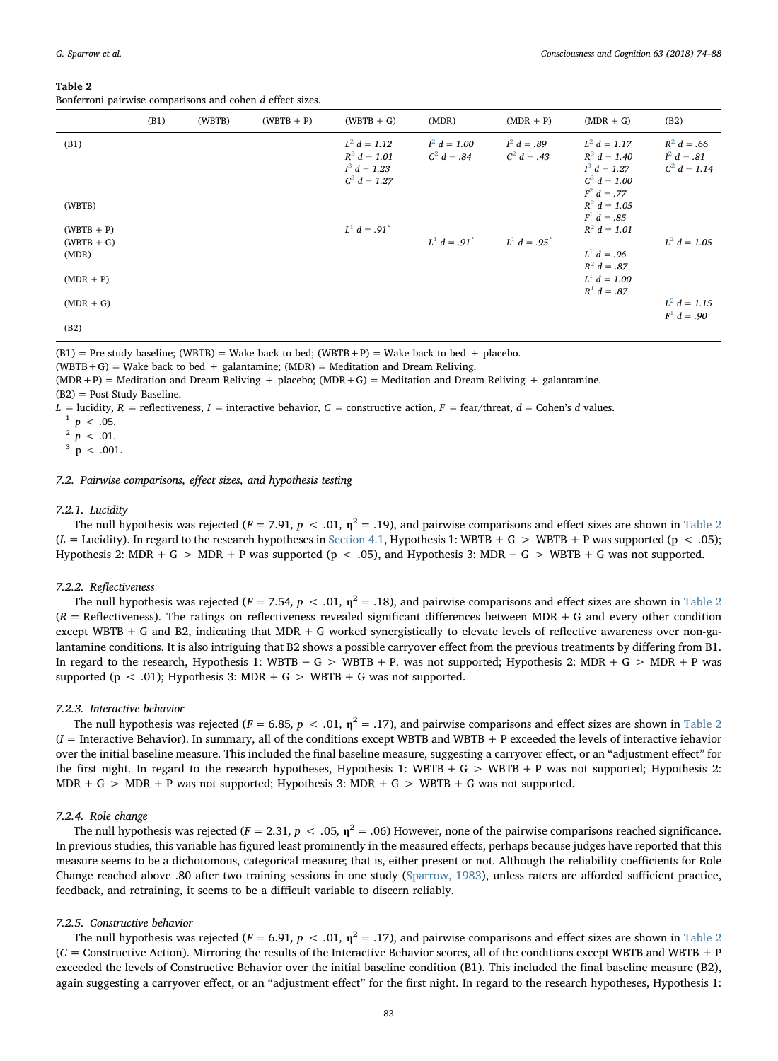**Table 2**
Bonferroni pairwise comparisons and cohen *d* effect sizes.

| | (B1) | (WBTB) | (WBTB + P) | (WBTB + G) | (MDR) | (MDR + P) | (MDR + G) | (B2) |
|---|---|---|---|---|---|---|---|---|
| (B1) | | | | $L^2$ *d* = 1.12<br>$R^3$ *d* = 1.01<br>$I^3$ *d* = 1.23<br>$C^3$ *d* = 1.27 | $I^2$ *d* = 1.00<br>$C^2$ *d* = .84 | $I^2$ *d* = .89<br>$C^2$ *d* = .43 | $L^2$ *d* = 1.17<br>$R^3$ *d* = 1.40<br>$I^3$ *d* = 1.27<br>$C^3$ *d* = 1.00<br>$F^2$ *d* = .77 | $R^2$ *d* = .66<br>$I^2$ *d* = .81<br>$C^2$ *d* = 1.14 |
| (WBTB) | | | | | | | $R^2$ *d* = 1.05<br>$F^1$ *d* = .85 | |
| (WBTB + P) | | | | $L^1$ *d* = .91* | | | $R^2$ *d* = 1.01 | |
| (WBTB + G) | | | | | $L^1$ *d* = .91* | $L^1$ *d* = .95* | | $L^2$ *d* = 1.05 |
| (MDR) | | | | | | | $L^1$ *d* = .96<br>$R^2$ *d* = .87 | |
| (MDR + P) | | | | | | | $L^1$ *d* = 1.00<br>$R^1$ *d* = .87 | |
| (MDR + G) | | | | | | | | $L^2$ *d* = 1.15<br>$F^1$ *d* = .90 |
| (B2) | | | | | | | | |

(B1) = Pre-study baseline; (WBTB) = Wake back to bed; (WBTB + P) = Wake back to bed + placebo.
(WBTB + G) = Wake back to bed + galantamine; (MDR) = Meditation and Dream Reliving.
(MDR + P) = Meditation and Dream Reliving + placebo; (MDR + G) = Meditation and Dream Reliving + galantamine.
(B2) = Post-Study Baseline.
*L* = lucidity, *R* = reflectiveness, *I* = interactive behavior, *C* = constructive action, *F* = fear/threat, *d* = Cohen's *d* values.
[1] $p < .05$.
[2] $p < .01$.
[3] $p < .001$.

### 7.2. Pairwise comparisons, effect sizes, and hypothesis testing

#### 7.2.1. Lucidity

The null hypothesis was rejected ($F = 7.91$, $p < .01$, $\eta^2 = .19$), and pairwise comparisons and effect sizes are shown in Table 2 (*L* = Lucidity). In regard to the research hypotheses in Section 4.1, Hypothesis 1: WBTB + G > WBTB + P was supported ($p < .05$); Hypothesis 2: MDR + G > MDR + P was supported ($p < .05$), and Hypothesis 3: MDR + G > WBTB + G was not supported.

#### 7.2.2. Reflectiveness

The null hypothesis was rejected ($F = 7.54$, $p < .01$, $\eta^2 = .18$), and pairwise comparisons and effect sizes are shown in Table 2 (*R* = Reflectiveness). The ratings on reflectiveness revealed significant differences between MDR + G and every other condition except WBTB + G and B2, indicating that MDR + G worked synergistically to elevate levels of reflective awareness over non-galantamine conditions. It is also intriguing that B2 shows a possible carryover effect from the previous treatments by differing from B1. In regard to the research, Hypothesis 1: WBTB + G > WBTB + P. was not supported; Hypothesis 2: MDR + G > MDR + P was supported ($p < .01$); Hypothesis 3: MDR + G > WBTB + G was not supported.

#### 7.2.3. Interactive behavior

The null hypothesis was rejected ($F = 6.85$, $p < .01$, $\eta^2 = .17$), and pairwise comparisons and effect sizes are shown in Table 2 (*I* = Interactive Behavior). In summary, all of the conditions except WBTB and WBTB + P exceeded the levels of interactive iehavior over the initial baseline measure. This included the final baseline measure, suggesting a carryover effect, or an "adjustment effect" for the first night. In regard to the research hypotheses, Hypothesis 1: WBTB + G > WBTB + P was not supported; Hypothesis 2: MDR + G > MDR + P was not supported; Hypothesis 3: MDR + G > WBTB + G was not supported.

#### 7.2.4. Role change

The null hypothesis was rejected ($F = 2.31$, $p < .05$, $\eta^2 = .06$) However, none of the pairwise comparisons reached significance. In previous studies, this variable has figured least prominently in the measured effects, perhaps because judges have reported that this measure seems to be a dichotomous, categorical measure; that is, either present or not. Although the reliability coefficients for Role Change reached above .80 after two training sessions in one study (Sparrow, 1983), unless raters are afforded sufficient practice, feedback, and retraining, it seems to be a difficult variable to discern reliably.

#### 7.2.5. Constructive behavior

The null hypothesis was rejected ($F = 6.91$, $p < .01$, $\eta^2 = .17$), and pairwise comparisons and effect sizes are shown in Table 2 (*C* = Constructive Action). Mirroring the results of the Interactive Behavior scores, all of the conditions except WBTB and WBTB + P exceeded the levels of Constructive Behavior over the initial baseline condition (B1). This included the final baseline measure (B2), again suggesting a carryover effect, or an "adjustment effect" for the first night. In regard to the research hypotheses, Hypothesis 1: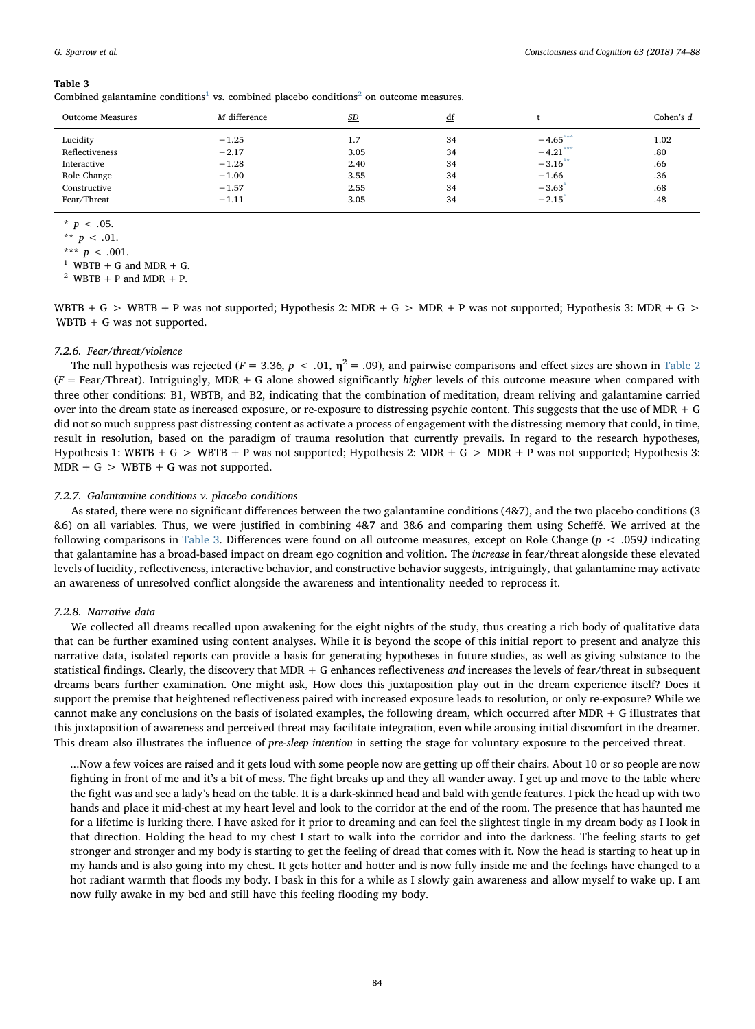**Table 3**
Combined galantamine conditions[1] vs. combined placebo conditions[2] on outcome measures.

| Outcome Measures | *M* difference | SD | df | t | Cohen's *d* |
|---|---|---|---|---|---|
| Lucidity | −1.25 | 1.7 | 34 | −4.65*** | 1.02 |
| Reflectiveness | −2.17 | 3.05 | 34 | −4.21*** | .80 |
| Interactive | −1.28 | 2.40 | 34 | −3.16** | .66 |
| Role Change | −1.00 | 3.55 | 34 | −1.66 | .36 |
| Constructive | −1.57 | 2.55 | 34 | −3.63* | .68 |
| Fear/Threat | −1.11 | 3.05 | 34 | −2.15* | .48 |

\* $p < .05$.
\*\* $p < .01$.
\*\*\* $p < .001$.
[1] WBTB + G and MDR + G.
[2] WBTB + P and MDR + P.

WBTB + G > WBTB + P was not supported; Hypothesis 2: MDR + G > MDR + P was not supported; Hypothesis 3: MDR + G > WBTB + G was not supported.

#### 7.2.6. Fear/threat/violence

The null hypothesis was rejected ($F = 3.36$, $p < .01$, $\eta^2 = .09$), and pairwise comparisons and effect sizes are shown in Table 2 (F = Fear/Threat). Intriguingly, MDR + G alone showed significantly *higher* levels of this outcome measure when compared with three other conditions: B1, WBTB, and B2, indicating that the combination of meditation, dream reliving and galantamine carried over into the dream state as increased exposure, or re-exposure to distressing psychic content. This suggests that the use of MDR + G did not so much suppress past distressing content as activate a process of engagement with the distressing memory that could, in time, result in resolution, based on the paradigm of trauma resolution that currently prevails. In regard to the research hypotheses, Hypothesis 1: WBTB + G > WBTB + P was not supported; Hypothesis 2: MDR + G > MDR + P was not supported; Hypothesis 3: MDR + G > WBTB + G was not supported.

#### 7.2.7. Galantamine conditions v. placebo conditions

As stated, there were no significant differences between the two galantamine conditions (4&7), and the two placebo conditions (3 &6) on all variables. Thus, we were justified in combining 4&7 and 3&6 and comparing them using Scheffé. We arrived at the following comparisons in Table 3. Differences were found on all outcome measures, except on Role Change ($p < .059$) indicating that galantamine has a broad-based impact on dream ego cognition and volition. The *increase* in fear/threat alongside these elevated levels of lucidity, reflectiveness, interactive behavior, and constructive behavior suggests, intriguingly, that galantamine may activate an awareness of unresolved conflict alongside the awareness and intentionality needed to reprocess it.

#### 7.2.8. Narrative data

We collected all dreams recalled upon awakening for the eight nights of the study, thus creating a rich body of qualitative data that can be further examined using content analyses. While it is beyond the scope of this initial report to present and analyze this narrative data, isolated reports can provide a basis for generating hypotheses in future studies, as well as giving substance to the statistical findings. Clearly, the discovery that MDR + G enhances reflectiveness *and* increases the levels of fear/threat in subsequent dreams bears further examination. One might ask, How does this juxtaposition play out in the dream experience itself? Does it support the premise that heightened reflectiveness paired with increased exposure leads to resolution, or only re-exposure? While we cannot make any conclusions on the basis of isolated examples, the following dream, which occurred after MDR + G illustrates that this juxtaposition of awareness and perceived threat may facilitate integration, even while arousing initial discomfort in the dreamer. This dream also illustrates the influence of *pre-sleep intention* in setting the stage for voluntary exposure to the perceived threat.

> ...Now a few voices are raised and it gets loud with some people now are getting up off their chairs. About 10 or so people are now fighting in front of me and it's a bit of mess. The fight breaks up and they all wander away. I get up and move to the table where the fight was and see a lady's head on the table. It is a dark-skinned head and bald with gentle features. I pick the head up with two hands and place it mid-chest at my heart level and look to the corridor at the end of the room. The presence that has haunted me for a lifetime is lurking there. I have asked for it prior to dreaming and can feel the slightest tingle in my dream body as I look in that direction. Holding the head to my chest I start to walk into the corridor and into the darkness. The feeling starts to get stronger and stronger and my body is starting to get the feeling of dread that comes with it. Now the head is starting to heat up in my hands and is also going into my chest. It gets hotter and hotter and is now fully inside me and the feelings have changed to a hot radiant warmth that floods my body. I bask in this for a while as I slowly gain awareness and allow myself to wake up. I am now fully awake in my bed and still have this feeling flooding my body.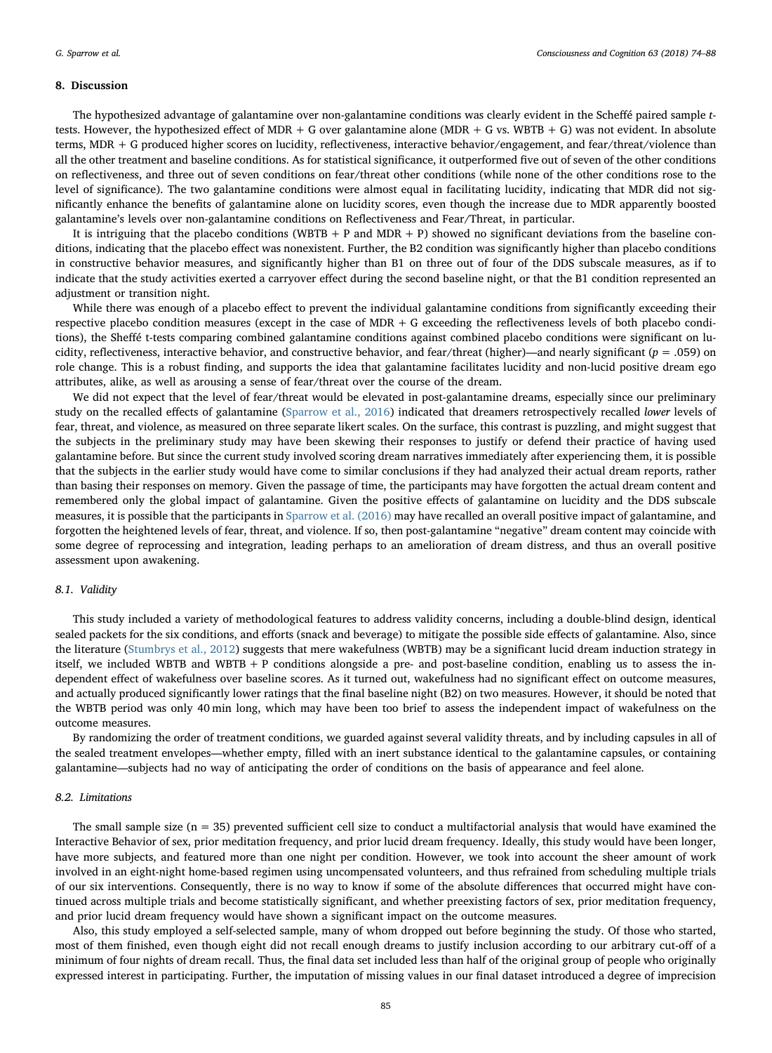## 8. Discussion

The hypothesized advantage of galantamine over non-galantamine conditions was clearly evident in the Scheffé paired sample *t*-tests. However, the hypothesized effect of MDR + G over galantamine alone (MDR + G vs. WBTB + G) was not evident. In absolute terms, MDR + G produced higher scores on lucidity, reflectiveness, interactive behavior/engagement, and fear/threat/violence than all the other treatment and baseline conditions. As for statistical significance, it outperformed five out of seven of the other conditions on reflectiveness, and three out of seven conditions on fear/threat other conditions (while none of the other conditions rose to the level of significance). The two galantamine conditions were almost equal in facilitating lucidity, indicating that MDR did not significantly enhance the benefits of galantamine alone on lucidity scores, even though the increase due to MDR apparently boosted galantamine's levels over non-galantamine conditions on Reflectiveness and Fear/Threat, in particular.

It is intriguing that the placebo conditions (WBTB + P and MDR + P) showed no significant deviations from the baseline conditions, indicating that the placebo effect was nonexistent. Further, the B2 condition was significantly higher than placebo conditions in constructive behavior measures, and significantly higher than B1 on three out of four of the DDS subscale measures, as if to indicate that the study activities exerted a carryover effect during the second baseline night, or that the B1 condition represented an adjustment or transition night.

While there was enough of a placebo effect to prevent the individual galantamine conditions from significantly exceeding their respective placebo condition measures (except in the case of MDR + G exceeding the reflectiveness levels of both placebo conditions), the Sheffé t-tests comparing combined galantamine conditions against combined placebo conditions were significant on lucidity, reflectiveness, interactive behavior, and constructive behavior, and fear/threat (higher)—and nearly significant ($p = .059$) on role change. This is a robust finding, and supports the idea that galantamine facilitates lucidity and non-lucid positive dream ego attributes, alike, as well as arousing a sense of fear/threat over the course of the dream.

We did not expect that the level of fear/threat would be elevated in post-galantamine dreams, especially since our preliminary study on the recalled effects of galantamine (Sparrow et al., 2016) indicated that dreamers retrospectively recalled *lower* levels of fear, threat, and violence, as measured on three separate likert scales. On the surface, this contrast is puzzling, and might suggest that the subjects in the preliminary study may have been skewing their responses to justify or defend their practice of having used galantamine before. But since the current study involved scoring dream narratives immediately after experiencing them, it is possible that the subjects in the earlier study would have come to similar conclusions if they had analyzed their actual dream reports, rather than basing their responses on memory. Given the passage of time, the participants may have forgotten the actual dream content and remembered only the global impact of galantamine. Given the positive effects of galantamine on lucidity and the DDS subscale measures, it is possible that the participants in Sparrow et al. (2016) may have recalled an overall positive impact of galantamine, and forgotten the heightened levels of fear, threat, and violence. If so, then post-galantamine "negative" dream content may coincide with some degree of reprocessing and integration, leading perhaps to an amelioration of dream distress, and thus an overall positive assessment upon awakening.

### 8.1. Validity

This study included a variety of methodological features to address validity concerns, including a double-blind design, identical sealed packets for the six conditions, and efforts (snack and beverage) to mitigate the possible side effects of galantamine. Also, since the literature (Stumbrys et al., 2012) suggests that mere wakefulness (WBTB) may be a significant lucid dream induction strategy in itself, we included WBTB and WBTB + P conditions alongside a pre- and post-baseline condition, enabling us to assess the independent effect of wakefulness over baseline scores. As it turned out, wakefulness had no significant effect on outcome measures, and actually produced significantly lower ratings that the final baseline night (B2) on two measures. However, it should be noted that the WBTB period was only 40 min long, which may have been too brief to assess the independent impact of wakefulness on the outcome measures.

By randomizing the order of treatment conditions, we guarded against several validity threats, and by including capsules in all of the sealed treatment envelopes—whether empty, filled with an inert substance identical to the galantamine capsules, or containing galantamine—subjects had no way of anticipating the order of conditions on the basis of appearance and feel alone.

### 8.2. Limitations

The small sample size (n = 35) prevented sufficient cell size to conduct a multifactorial analysis that would have examined the Interactive Behavior of sex, prior meditation frequency, and prior lucid dream frequency. Ideally, this study would have been longer, have more subjects, and featured more than one night per condition. However, we took into account the sheer amount of work involved in an eight-night home-based regimen using uncompensated volunteers, and thus refrained from scheduling multiple trials of our six interventions. Consequently, there is no way to know if some of the absolute differences that occurred might have continued across multiple trials and become statistically significant, and whether preexisting factors of sex, prior meditation frequency, and prior lucid dream frequency would have shown a significant impact on the outcome measures.

Also, this study employed a self-selected sample, many of whom dropped out before beginning the study. Of those who started, most of them finished, even though eight did not recall enough dreams to justify inclusion according to our arbitrary cut-off of a minimum of four nights of dream recall. Thus, the final data set included less than half of the original group of people who originally expressed interest in participating. Further, the imputation of missing values in our final dataset introduced a degree of imprecision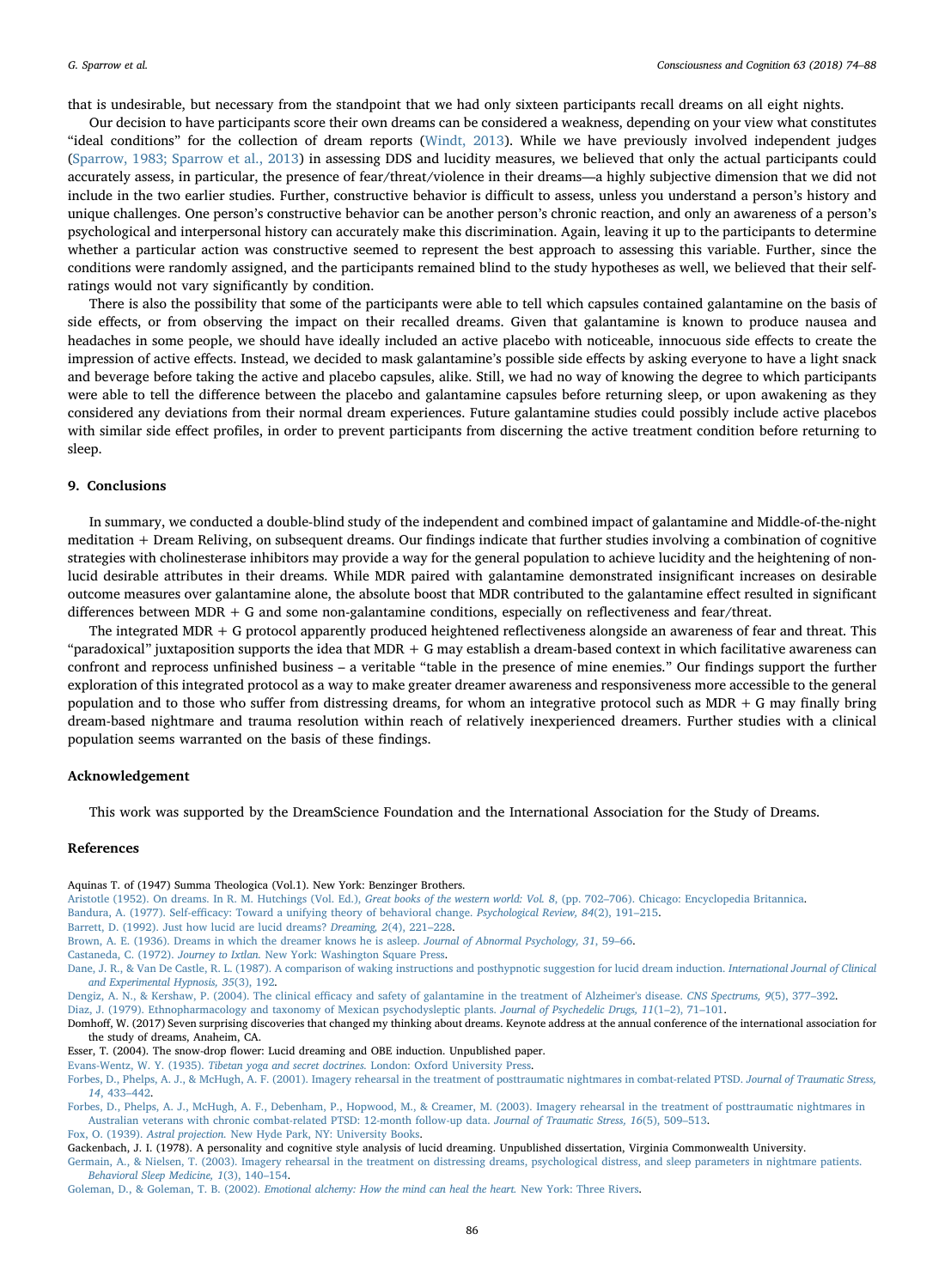that is undesirable, but necessary from the standpoint that we had only sixteen participants recall dreams on all eight nights.

Our decision to have participants score their own dreams can be considered a weakness, depending on your view what constitutes "ideal conditions" for the collection of dream reports (Windt, 2013). While we have previously involved independent judges (Sparrow, 1983; Sparrow et al., 2013) in assessing DDS and lucidity measures, we believed that only the actual participants could accurately assess, in particular, the presence of fear/threat/violence in their dreams—a highly subjective dimension that we did not include in the two earlier studies. Further, constructive behavior is difficult to assess, unless you understand a person's history and unique challenges. One person's constructive behavior can be another person's chronic reaction, and only an awareness of a person's psychological and interpersonal history can accurately make this discrimination. Again, leaving it up to the participants to determine whether a particular action was constructive seemed to represent the best approach to assessing this variable. Further, since the conditions were randomly assigned, and the participants remained blind to the study hypotheses as well, we believed that their self-ratings would not vary significantly by condition.

There is also the possibility that some of the participants were able to tell which capsules contained galantamine on the basis of side effects, or from observing the impact on their recalled dreams. Given that galantamine is known to produce nausea and headaches in some people, we should have ideally included an active placebo with noticeable, innocuous side effects to create the impression of active effects. Instead, we decided to mask galantamine's possible side effects by asking everyone to have a light snack and beverage before taking the active and placebo capsules, alike. Still, we had no way of knowing the degree to which participants were able to tell the difference between the placebo and galantamine capsules before returning sleep, or upon awakening as they considered any deviations from their normal dream experiences. Future galantamine studies could possibly include active placebos with similar side effect profiles, in order to prevent participants from discerning the active treatment condition before returning to sleep.

## 9. Conclusions

In summary, we conducted a double-blind study of the independent and combined impact of galantamine and Middle-of-the-night meditation + Dream Reliving, on subsequent dreams. Our findings indicate that further studies involving a combination of cognitive strategies with cholinesterase inhibitors may provide a way for the general population to achieve lucidity and the heightening of non-lucid desirable attributes in their dreams. While MDR paired with galantamine demonstrated insignificant increases on desirable outcome measures over galantamine alone, the absolute boost that MDR contributed to the galantamine effect resulted in significant differences between MDR + G and some non-galantamine conditions, especially on reflectiveness and fear/threat.

The integrated MDR + G protocol apparently produced heightened reflectiveness alongside an awareness of fear and threat. This "paradoxical" juxtaposition supports the idea that MDR + G may establish a dream-based context in which facilitative awareness can confront and reprocess unfinished business – a veritable "table in the presence of mine enemies." Our findings support the further exploration of this integrated protocol as a way to make greater dreamer awareness and responsiveness more accessible to the general population and to those who suffer from distressing dreams, for whom an integrative protocol such as MDR + G may finally bring dream-based nightmare and trauma resolution within reach of relatively inexperienced dreamers. Further studies with a clinical population seems warranted on the basis of these findings.

## Acknowledgement

This work was supported by the DreamScience Foundation and the International Association for the Study of Dreams.

## References

Aquinas T. of (1947) Summa Theologica (Vol.1). New York: Benzinger Brothers.

Aristotle (1952). On dreams. In R. M. Hutchings (Vol. Ed.), *Great books of the western world: Vol. 8*, (pp. 702–706). Chicago: Encyclopedia Britannica.

Bandura, A. (1977). Self-efficacy: Toward a unifying theory of behavioral change. *Psychological Review, 84*(2), 191–215.

Barrett, D. (1992). Just how lucid are lucid dreams? *Dreaming, 2*(4), 221–228.

Brown, A. E. (1936). Dreams in which the dreamer knows he is asleep. *Journal of Abnormal Psychology, 31*, 59–66.

Castaneda, C. (1972). *Journey to Ixtlan.* New York: Washington Square Press.

Dane, J. R., & Van De Castle, R. L. (1987). A comparison of waking instructions and posthypnotic suggestion for lucid dream induction. *International Journal of Clinical and Experimental Hypnosis, 35*(3), 192.

Dengiz, A. N., & Kershaw, P. (2004). The clinical efficacy and safety of galantamine in the treatment of Alzheimer's disease. *CNS Spectrums, 9*(5), 377–392.

Diaz, J. (1979). Ethnopharmacology and taxonomy of Mexican psychodysleptic plants. *Journal of Psychedelic Drugs, 11*(1–2), 71–101.

Domhoff, W. (2017) Seven surprising discoveries that changed my thinking about dreams. Keynote address at the annual conference of the international association for the study of dreams, Anaheim, CA.

Esser, T. (2004). The snow-drop flower: Lucid dreaming and OBE induction. Unpublished paper.

Evans-Wentz, W. Y. (1935). *Tibetan yoga and secret doctrines.* London: Oxford University Press.

Forbes, D., Phelps, A. J., & McHugh, A. F. (2001). Imagery rehearsal in the treatment of posttraumatic nightmares in combat-related PTSD. *Journal of Traumatic Stress, 14*, 433–442.

Forbes, D., Phelps, A. J., McHugh, A. F., Debenham, P., Hopwood, M., & Creamer, M. (2003). Imagery rehearsal in the treatment of posttraumatic nightmares in Australian veterans with chronic combat-related PTSD: 12-month follow-up data. *Journal of Traumatic Stress, 16*(5), 509–513.

Fox, O. (1939). *Astral projection.* New Hyde Park, NY: University Books.

Gackenbach, J. I. (1978). A personality and cognitive style analysis of lucid dreaming. Unpublished dissertation, Virginia Commonwealth University.

Germain, A., & Nielsen, T. (2003). Imagery rehearsal in the treatment on distressing dreams, psychological distress, and sleep parameters in nightmare patients. *Behavioral Sleep Medicine, 1*(3), 140–154.

Goleman, D., & Goleman, T. B. (2002). *Emotional alchemy: How the mind can heal the heart.* New York: Three Rivers.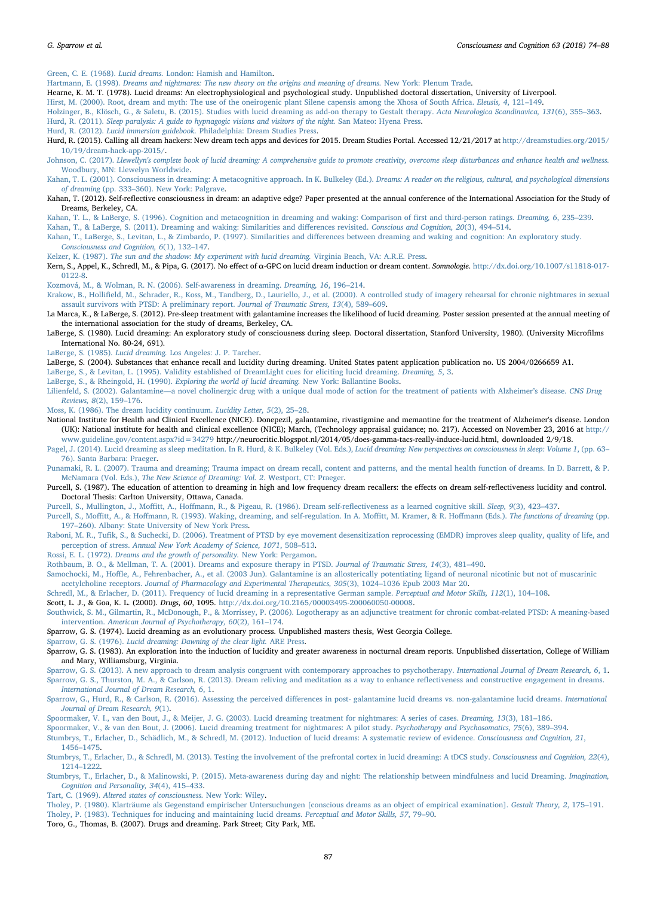Green, C. E. (1968). *Lucid dreams.* London: Hamish and Hamilton.

Hartmann, E. (1998). *Dreams and nightmares: The new theory on the origins and meaning of dreams.* New York: Plenum Trade.

Hearne, K. M. T. (1978). Lucid dreams: An electrophysiological and psychological study. Unpublished doctoral dissertation, University of Liverpool.

Hirst, M. (2000). Root, dream and myth: The use of the oneirogenic plant Silene capensis among the Xhosa of South Africa. *Eleusis, 4*, 121–149.

Holzinger, B., Klösch, G., & Saletu, B. (2015). Studies with lucid dreaming as add-on therapy to Gestalt therapy. *Acta Neurologica Scandinavica, 131*(6), 355–363.

Hurd, R. (2011). *Sleep paralysis: A guide to hypnagogic visions and visitors of the night.* San Mateo: Hyena Press.

Hurd, R. (2012). *Lucid immersion guidebook.* Philadelphia: Dream Studies Press.

Hurd, R. (2015). Calling all dream hackers: New dream tech apps and devices for 2015. Dream Studies Portal. Accessed 12/21/2017 at http://dreamstudies.org/2015/10/19/dream-hack-app-2015/.

Johnson, C. (2017). *Llewellyn's complete book of lucid dreaming: A comprehensive guide to promote creativity, overcome sleep disturbances and enhance health and wellness.* Woodbury, MN: Llewelyn Worldwide.

Kahan, T. L. (2001). Consciousness in dreaming: A metacognitive approach. In K. Bulkeley (Ed.). *Dreams: A reader on the religious, cultural, and psychological dimensions of dreaming* (pp. 333–360). New York: Palgrave.

Kahan, T. (2012). Self-reflective consciousness in dream: an adaptive edge? Paper presented at the annual conference of the International Association for the Study of Dreams, Berkeley, CA.

Kahan, T. L., & LaBerge, S. (1996). Cognition and metacognition in dreaming and waking: Comparison of first and third-person ratings. *Dreaming, 6*, 235–239.

Kahan, T., & LaBerge, S. (2011). Dreaming and waking: Similarities and differences revisited. *Conscious and Cognition, 20*(3), 494–514.

Kahan, T., LaBerge, S., Levitan, L., & Zimbardo, P. (1997). Similarities and differences between dreaming and waking and cognition: An exploratory study. *Consciousness and Cognition, 6*(1), 132–147.

Kelzer, K. (1987). *The sun and the shadow: My experiment with lucid dreaming.* Virginia Beach, VA: A.R.E. Press.

Kern, S., Appel, K., Schredl, M., & Pipa, G. (2017). No effect of α-GPC on lucid dream induction or dream content. *Somnologie.* http://dx.doi.org/10.1007/s11818-017-0122-8.

Kozmová, M., & Wolman, R. N. (2006). Self-awareness in dreaming. *Dreaming, 16*, 196–214.

Krakow, B., Hollifield, M., Schrader, R., Koss, M., Tandberg, D., Lauriello, J., et al. (2000). A controlled study of imagery rehearsal for chronic nightmares in sexual assault survivors with PTSD: A preliminary report. *Journal of Traumatic Stress, 13*(4), 589–609.

La Marca, K., & LaBerge, S. (2012). Pre-sleep treatment with galantamine increases the likelihood of lucid dreaming. Poster session presented at the annual meeting of the international association for the study of dreams, Berkeley, CA.

LaBerge, S. (1980). Lucid dreaming: An exploratory study of consciousness during sleep. Doctoral dissertation, Stanford University, 1980). (University Microfilms International No. 80-24, 691).

LaBerge, S. (1985). *Lucid dreaming.* Los Angeles: J. P. Tarcher.

LaBerge, S. (2004). Substances that enhance recall and lucidity during dreaming. United States patent application publication no. US 2004/0266659 A1.

LaBerge, S., & Levitan, L. (1995). Validity established of DreamLight cues for eliciting lucid dreaming. *Dreaming, 5*, 3.

LaBerge, S., & Rheingold, H. (1990). *Exploring the world of lucid dreaming.* New York: Ballantine Books.

Lilienfeld, S. (2002). Galantamine—a novel cholinergic drug with a unique dual mode of action for the treatment of patients with Alzheimer's disease. *CNS Drug Reviews, 8*(2), 159–176.

Moss, K. (1986). The dream lucidity continuum. *Lucidity Letter, 5*(2), 25–28.

National Institute for Health and Clinical Excellence (NICE). Donepezil, galantamine, rivastigmine and memantine for the treatment of Alzheimer's disease. London (UK): National institute for health and clinical excellence (NICE); March, (Technology appraisal guidance; no. 217). Accessed on November 23, 2016 at http://www.guideline.gov/content.aspx?id=34279 http://neurocritic.blogspot.nl/2014/05/does-gamma-tacs-really-induce-lucid.html, downloaded 2/9/18.

Pagel, J. (2014). Lucid dreaming as sleep meditation. In R. Hurd, & K. Bulkeley (Vol. Eds.), *Lucid dreaming: New perspectives on consciousness in sleep: Volume 1*, (pp. 63–76). Santa Barbara: Praeger.

Punamaki, R. L. (2007). Trauma and dreaming; Trauma impact on dream recall, content and patterns, and the mental health function of dreams. In D. Barrett, & P. McNamara (Vol. Eds.), *The New Science of Dreaming: Vol. 2.* Westport, CT: Praeger.

Purcell, S. (1987). The education of attention to dreaming in high and low frequency dream recallers: the effects on dream self-reflectiveness lucidity and control. Doctoral Thesis: Carlton University, Ottawa, Canada.

Purcell, S., Mullington, J., Moffitt, A., Hoffmann, R., & Pigeau, R. (1986). Dream self-reflectiveness as a learned cognitive skill. *Sleep, 9*(3), 423–437.

Purcell, S., Moffitt, A., & Hoffmann, R. (1993). Waking, dreaming, and self-regulation. In A. Moffitt, M. Kramer, & R. Hoffmann (Eds.). *The functions of dreaming* (pp. 197–260). Albany: State University of New York Press.

Raboni, M. R., Tufik, S., & Suchecki, D. (2006). Treatment of PTSD by eye movement desensitization reprocessing (EMDR) improves sleep quality, quality of life, and perception of stress. *Annual New York Academy of Science, 1071*, 508–513.

Rossi, E. L. (1972). *Dreams and the growth of personality.* New York: Pergamon.

Rothbaum, B. O., & Mellman, T. A. (2001). Dreams and exposure therapy in PTSD. *Journal of Traumatic Stress, 14*(3), 481–490.

Samochocki, M., Hoffle, A., Fehrenbacher, A., et al. (2003 Jun). Galantamine is an allosterically potentiating ligand of neuronal nicotinic but not of muscarinic acetylcholine receptors. *Journal of Pharmacology and Experimental Therapeutics, 305*(3), 1024–1036 Epub 2003 Mar 20.

Schredl, M., & Erlacher, D. (2011). Frequency of lucid dreaming in a representative German sample. *Perceptual and Motor Skills, 112*(1), 104–108.

Scott, L. J., & Goa, K. L. (2000). *Drugs, 60*, 1095. http://dx.doi.org/10.2165/00003495-200060050-00008.

Southwick, S. M., Gilmartin, R., McDonough, P., & Morrissey, P. (2006). Logotherapy as an adjunctive treatment for chronic combat-related PTSD: A meaning-based intervention. *American Journal of Psychotherapy, 60*(2), 161–174.

Sparrow, G. S. (1974). Lucid dreaming as an evolutionary process. Unpublished masters thesis, West Georgia College.

Sparrow, G. S. (1976). *Lucid dreaming: Dawning of the clear light.* ARE Press.

Sparrow, G. S. (1983). An exploration into the induction of lucidity and greater awareness in nocturnal dream reports. Unpublished dissertation, College of William and Mary, Williamsburg, Virginia.

Sparrow, G. S. (2013). A new approach to dream analysis congruent with contemporary approaches to psychotherapy. *International Journal of Dream Research, 6*, 1.

Sparrow, G. S., Thurston, M. A., & Carlson, R. (2013). Dream reliving and meditation as a way to enhance reflectiveness and constructive engagement in dreams. *International Journal of Dream Research, 6*, 1.

Sparrow, G., Hurd, R., & Carlson, R. (2016). Assessing the perceived differences in post- galantamine lucid dreams vs. non-galantamine lucid dreams. *International Journal of Dream Research, 9*(1).

Spoormaker, V. I., van den Bout, J., & Meijer, J. G. (2003). Lucid dreaming treatment for nightmares: A series of cases. *Dreaming, 13*(3), 181–186.

Spoormaker, V., & van den Bout, J. (2006). Lucid dreaming treatment for nightmares: A pilot study. *Psychotherapy and Psychosomatics, 75*(6), 389–394.

Stumbrys, T., Erlacher, D., Schädlich, M., & Schredl, M. (2012). Induction of lucid dreams: A systematic review of evidence. *Consciousness and Cognition, 21*, 1456–1475.

Stumbrys, T., Erlacher, D., & Schredl, M. (2013). Testing the involvement of the prefrontal cortex in lucid dreaming: A tDCS study. *Consciousness and Cognition, 22*(4), 1214–1222.

Stumbrys, T., Erlacher, D., & Malinowski, P. (2015). Meta-awareness during day and night: The relationship between mindfulness and lucid Dreaming. *Imagination, Cognition and Personality, 34*(4), 415–433.

Tart, C. (1969). *Altered states of consciousness.* New York: Wiley.

Tholey, P. (1980). Klarträume als Gegenstand empirischer Untersuchungen [conscious dreams as an object of empirical examination]. *Gestalt Theory, 2*, 175–191.

Tholey, P. (1983). Techniques for inducing and maintaining lucid dreams. *Perceptual and Motor Skills, 57*, 79–90.

Toro, G., Thomas, B. (2007). Drugs and dreaming. Park Street; City Park, ME.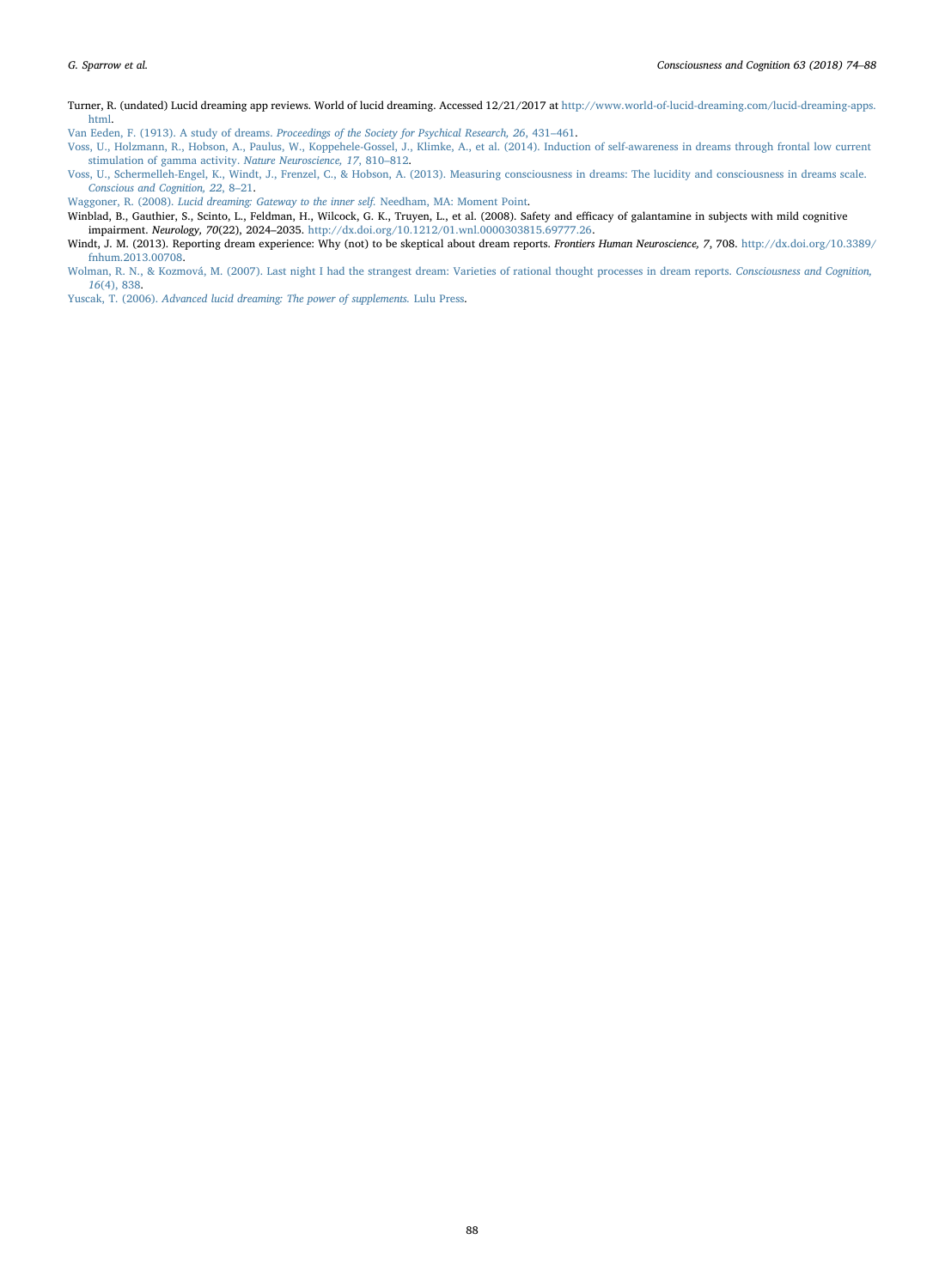Turner, R. (undated) Lucid dreaming app reviews. World of lucid dreaming. Accessed 12/21/2017 at http://www.world-of-lucid-dreaming.com/lucid-dreaming-apps.html.

Van Eeden, F. (1913). A study of dreams. *Proceedings of the Society for Psychical Research, 26*, 431–461.

Voss, U., Holzmann, R., Hobson, A., Paulus, W., Koppehele-Gossel, J., Klimke, A., et al. (2014). Induction of self-awareness in dreams through frontal low current stimulation of gamma activity. *Nature Neuroscience, 17*, 810–812.

Voss, U., Schermelleh-Engel, K., Windt, J., Frenzel, C., & Hobson, A. (2013). Measuring consciousness in dreams: The lucidity and consciousness in dreams scale. *Conscious and Cognition, 22*, 8–21.

Waggoner, R. (2008). *Lucid dreaming: Gateway to the inner self.* Needham, MA: Moment Point.

Winblad, B., Gauthier, S., Scinto, L., Feldman, H., Wilcock, G. K., Truyen, L., et al. (2008). Safety and efficacy of galantamine in subjects with mild cognitive impairment. *Neurology, 70*(22), 2024–2035. http://dx.doi.org/10.1212/01.wnl.0000303815.69777.26.

Windt, J. M. (2013). Reporting dream experience: Why (not) to be skeptical about dream reports. *Frontiers Human Neuroscience, 7*, 708. http://dx.doi.org/10.3389/fnhum.2013.00708.

Wolman, R. N., & Kozmová, M. (2007). Last night I had the strangest dream: Varieties of rational thought processes in dream reports. *Consciousness and Cognition, 16*(4), 838.

Yuscak, T. (2006). *Advanced lucid dreaming: The power of supplements.* Lulu Press.